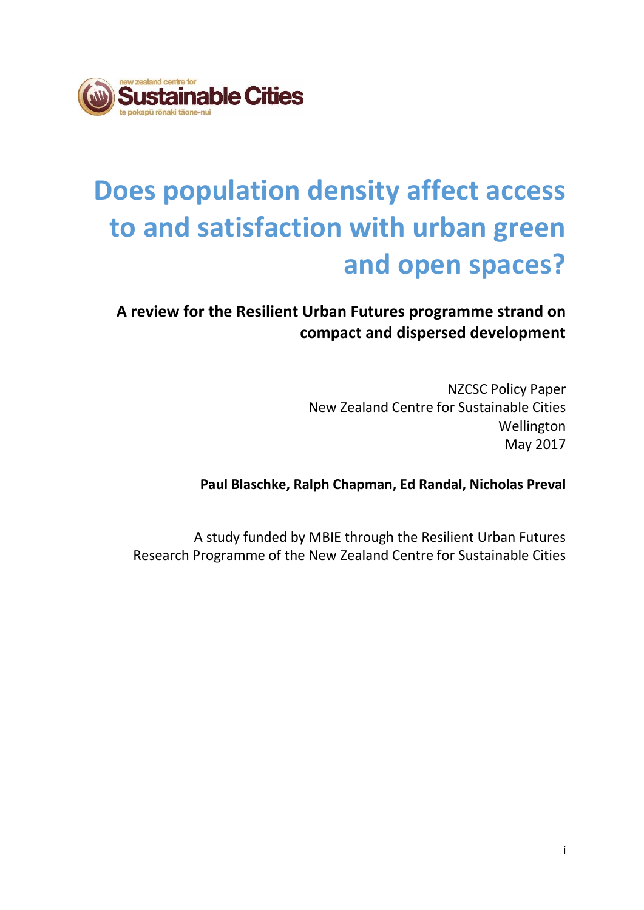new zealand centre for
**Sustainable Cities**
te pokapū rōnaki tāone-nui

# Does population density affect access to and satisfaction with urban green and open spaces?

**A review for the Resilient Urban Futures programme strand on compact and dispersed development**

NZCSC Policy Paper
New Zealand Centre for Sustainable Cities
Wellington
May 2017

**Paul Blaschke, Ralph Chapman, Ed Randal, Nicholas Preval**

A study funded by MBIE through the Resilient Urban Futures Research Programme of the New Zealand Centre for Sustainable Cities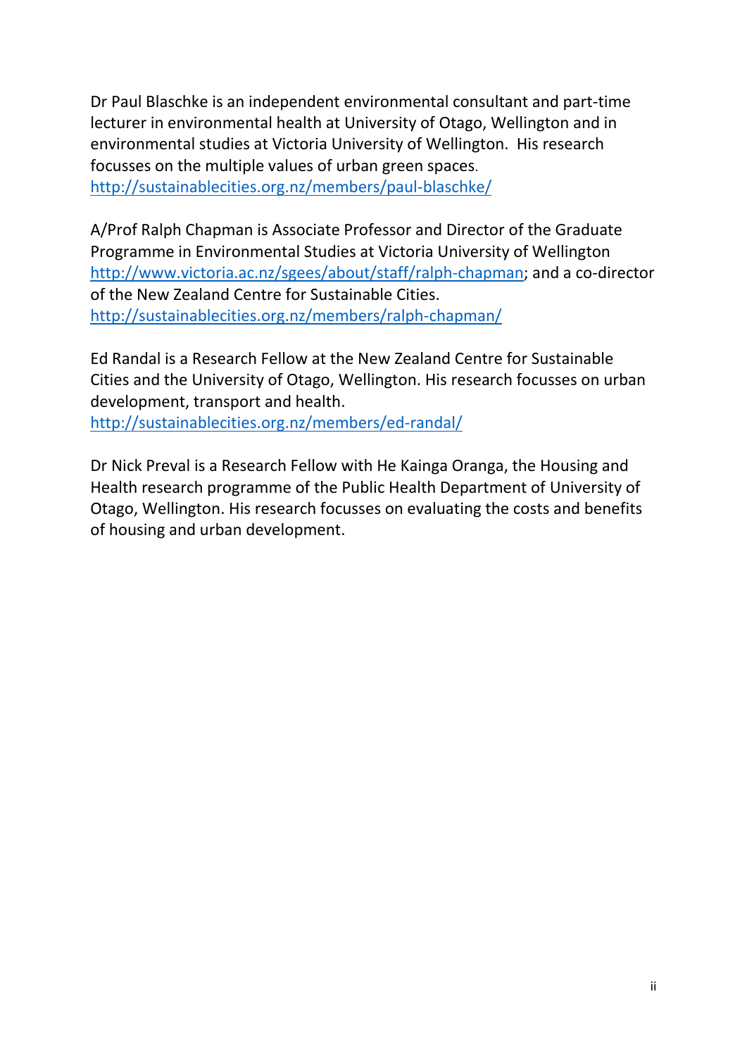Dr Paul Blaschke is an independent environmental consultant and part-time lecturer in environmental health at University of Otago, Wellington and in environmental studies at Victoria University of Wellington. His research focusses on the multiple values of urban green spaces.
http://sustainablecities.org.nz/members/paul-blaschke/

A/Prof Ralph Chapman is Associate Professor and Director of the Graduate Programme in Environmental Studies at Victoria University of Wellington http://www.victoria.ac.nz/sgees/about/staff/ralph-chapman; and a co-director of the New Zealand Centre for Sustainable Cities.
http://sustainablecities.org.nz/members/ralph-chapman/

Ed Randal is a Research Fellow at the New Zealand Centre for Sustainable Cities and the University of Otago, Wellington. His research focusses on urban development, transport and health.
http://sustainablecities.org.nz/members/ed-randal/

Dr Nick Preval is a Research Fellow with He Kainga Oranga, the Housing and Health research programme of the Public Health Department of University of Otago, Wellington. His research focusses on evaluating the costs and benefits of housing and urban development.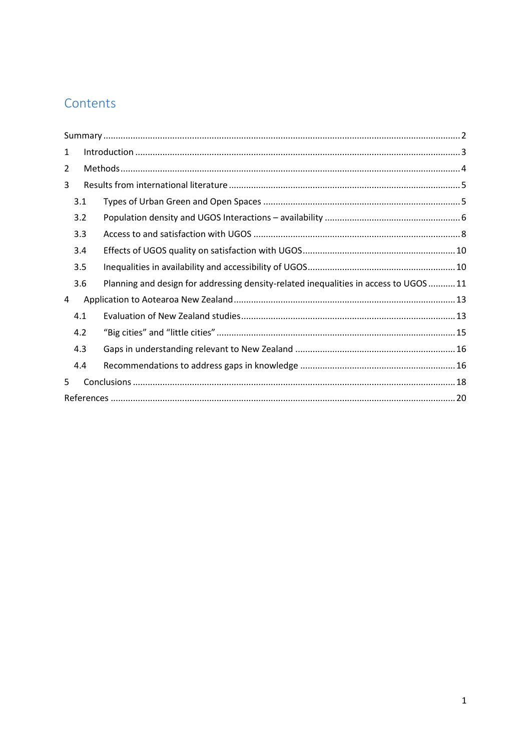# Contents

- Summary ... 2
- 1 Introduction ... 3
- 2 Methods ... 4
- 3 Results from international literature ... 5
  - 3.1 Types of Urban Green and Open Spaces ... 5
  - 3.2 Population density and UGOS Interactions – availability ... 6
  - 3.3 Access to and satisfaction with UGOS ... 8
  - 3.4 Effects of UGOS quality on satisfaction with UGOS ... 10
  - 3.5 Inequalities in availability and accessibility of UGOS ... 10
  - 3.6 Planning and design for addressing density-related inequalities in access to UGOS ... 11
- 4 Application to Aotearoa New Zealand ... 13
  - 4.1 Evaluation of New Zealand studies ... 13
  - 4.2 "Big cities" and "little cities" ... 15
  - 4.3 Gaps in understanding relevant to New Zealand ... 16
  - 4.4 Recommendations to address gaps in knowledge ... 16
- 5 Conclusions ... 18
- References ... 20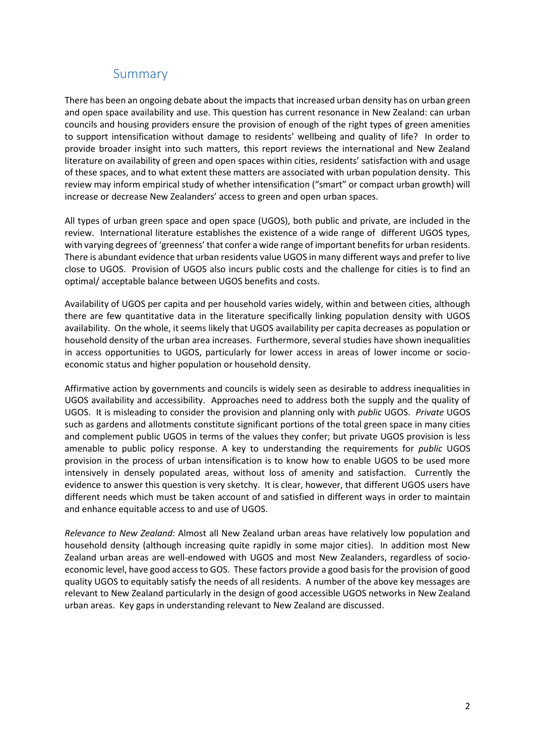## Summary

There has been an ongoing debate about the impacts that increased urban density has on urban green and open space availability and use. This question has current resonance in New Zealand: can urban councils and housing providers ensure the provision of enough of the right types of green amenities to support intensification without damage to residents' wellbeing and quality of life? In order to provide broader insight into such matters, this report reviews the international and New Zealand literature on availability of green and open spaces within cities, residents' satisfaction with and usage of these spaces, and to what extent these matters are associated with urban population density. This review may inform empirical study of whether intensification ("smart" or compact urban growth) will increase or decrease New Zealanders' access to green and open urban spaces.

All types of urban green space and open space (UGOS), both public and private, are included in the review. International literature establishes the existence of a wide range of different UGOS types, with varying degrees of 'greenness' that confer a wide range of important benefits for urban residents. There is abundant evidence that urban residents value UGOS in many different ways and prefer to live close to UGOS. Provision of UGOS also incurs public costs and the challenge for cities is to find an optimal/ acceptable balance between UGOS benefits and costs.

Availability of UGOS per capita and per household varies widely, within and between cities, although there are few quantitative data in the literature specifically linking population density with UGOS availability. On the whole, it seems likely that UGOS availability per capita decreases as population or household density of the urban area increases. Furthermore, several studies have shown inequalities in access opportunities to UGOS, particularly for lower access in areas of lower income or socio-economic status and higher population or household density.

Affirmative action by governments and councils is widely seen as desirable to address inequalities in UGOS availability and accessibility. Approaches need to address both the supply and the quality of UGOS. It is misleading to consider the provision and planning only with *public* UGOS. *Private* UGOS such as gardens and allotments constitute significant portions of the total green space in many cities and complement public UGOS in terms of the values they confer; but private UGOS provision is less amenable to public policy response. A key to understanding the requirements for *public* UGOS provision in the process of urban intensification is to know how to enable UGOS to be used more intensively in densely populated areas, without loss of amenity and satisfaction. Currently the evidence to answer this question is very sketchy. It is clear, however, that different UGOS users have different needs which must be taken account of and satisfied in different ways in order to maintain and enhance equitable access to and use of UGOS.

*Relevance to New Zealand:* Almost all New Zealand urban areas have relatively low population and household density (although increasing quite rapidly in some major cities). In addition most New Zealand urban areas are well-endowed with UGOS and most New Zealanders, regardless of socio-economic level, have good access to GOS. These factors provide a good basis for the provision of good quality UGOS to equitably satisfy the needs of all residents. A number of the above key messages are relevant to New Zealand particularly in the design of good accessible UGOS networks in New Zealand urban areas. Key gaps in understanding relevant to New Zealand are discussed.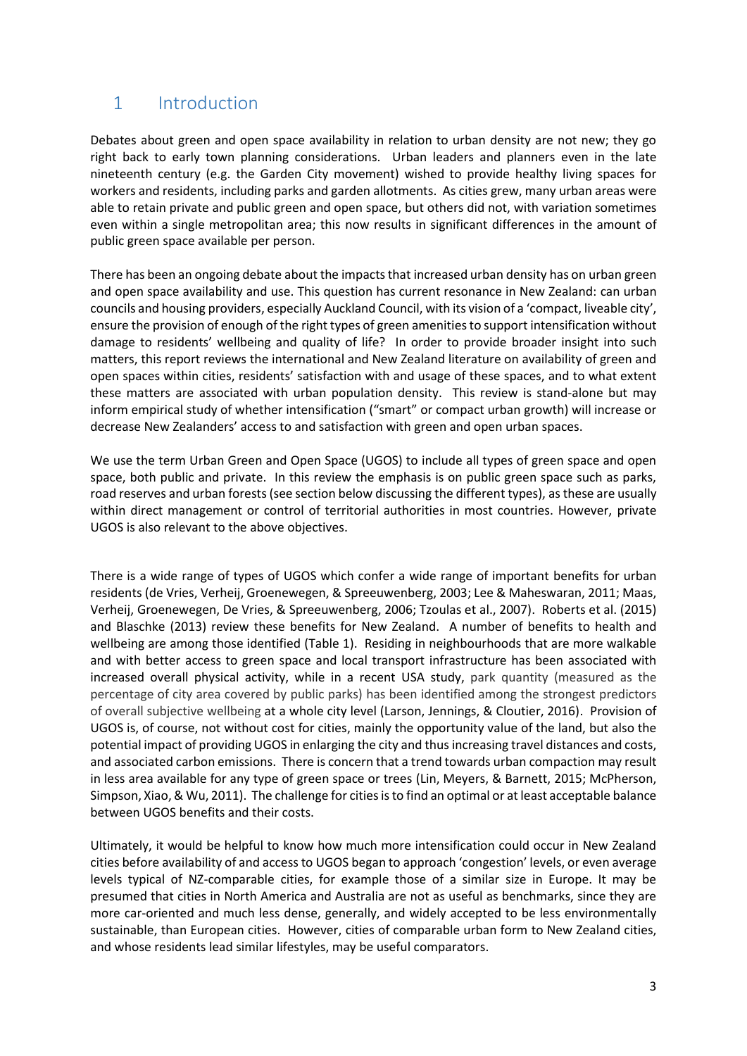# 1 Introduction

Debates about green and open space availability in relation to urban density are not new; they go right back to early town planning considerations. Urban leaders and planners even in the late nineteenth century (e.g. the Garden City movement) wished to provide healthy living spaces for workers and residents, including parks and garden allotments. As cities grew, many urban areas were able to retain private and public green and open space, but others did not, with variation sometimes even within a single metropolitan area; this now results in significant differences in the amount of public green space available per person.

There has been an ongoing debate about the impacts that increased urban density has on urban green and open space availability and use. This question has current resonance in New Zealand: can urban councils and housing providers, especially Auckland Council, with its vision of a 'compact, liveable city', ensure the provision of enough of the right types of green amenities to support intensification without damage to residents' wellbeing and quality of life? In order to provide broader insight into such matters, this report reviews the international and New Zealand literature on availability of green and open spaces within cities, residents' satisfaction with and usage of these spaces, and to what extent these matters are associated with urban population density. This review is stand-alone but may inform empirical study of whether intensification ("smart" or compact urban growth) will increase or decrease New Zealanders' access to and satisfaction with green and open urban spaces.

We use the term Urban Green and Open Space (UGOS) to include all types of green space and open space, both public and private. In this review the emphasis is on public green space such as parks, road reserves and urban forests (see section below discussing the different types), as these are usually within direct management or control of territorial authorities in most countries. However, private UGOS is also relevant to the above objectives.

There is a wide range of types of UGOS which confer a wide range of important benefits for urban residents (de Vries, Verheij, Groenewegen, & Spreeuwenberg, 2003; Lee & Maheswaran, 2011; Maas, Verheij, Groenewegen, De Vries, & Spreeuwenberg, 2006; Tzoulas et al., 2007). Roberts et al. (2015) and Blaschke (2013) review these benefits for New Zealand. A number of benefits to health and wellbeing are among those identified (Table 1). Residing in neighbourhoods that are more walkable and with better access to green space and local transport infrastructure has been associated with increased overall physical activity, while in a recent USA study, park quantity (measured as the percentage of city area covered by public parks) has been identified among the strongest predictors of overall subjective wellbeing at a whole city level (Larson, Jennings, & Cloutier, 2016). Provision of UGOS is, of course, not without cost for cities, mainly the opportunity value of the land, but also the potential impact of providing UGOS in enlarging the city and thus increasing travel distances and costs, and associated carbon emissions. There is concern that a trend towards urban compaction may result in less area available for any type of green space or trees (Lin, Meyers, & Barnett, 2015; McPherson, Simpson, Xiao, & Wu, 2011). The challenge for cities is to find an optimal or at least acceptable balance between UGOS benefits and their costs.

Ultimately, it would be helpful to know how much more intensification could occur in New Zealand cities before availability of and access to UGOS began to approach 'congestion' levels, or even average levels typical of NZ-comparable cities, for example those of a similar size in Europe. It may be presumed that cities in North America and Australia are not as useful as benchmarks, since they are more car-oriented and much less dense, generally, and widely accepted to be less environmentally sustainable, than European cities. However, cities of comparable urban form to New Zealand cities, and whose residents lead similar lifestyles, may be useful comparators.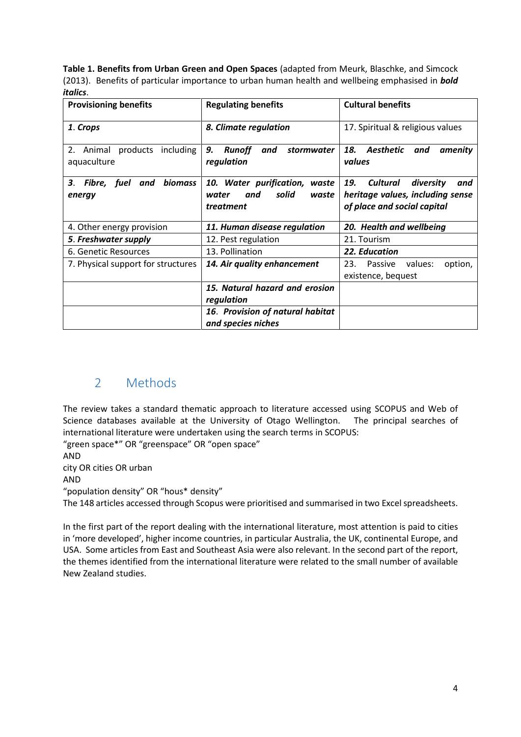**Table 1. Benefits from Urban Green and Open Spaces** (adapted from Meurk, Blaschke, and Simcock (2013). Benefits of particular importance to urban human health and wellbeing emphasised in ***bold italics***.

| Provisioning benefits | Regulating benefits | Cultural benefits |
|---|---|---|
| ***1. Crops*** | ***8. Climate regulation*** | 17. Spiritual & religious values |
| 2. Animal products including aquaculture | ***9. Runoff and stormwater regulation*** | ***18. Aesthetic and amenity values*** |
| ***3. Fibre, fuel and biomass energy*** | ***10. Water purification, waste water and solid waste treatment*** | ***19. Cultural diversity and heritage values, including sense of place and social capital*** |
| 4. Other energy provision | ***11. Human disease regulation*** | ***20. Health and wellbeing*** |
| ***5. Freshwater supply*** | 12. Pest regulation | 21. Tourism |
| 6. Genetic Resources | 13. Pollination | ***22. Education*** |
| 7. Physical support for structures | ***14. Air quality enhancement*** | 23. Passive values: option, existence, bequest |
| | ***15. Natural hazard and erosion regulation*** | |
| | ***16. Provision of natural habitat and species niches*** | |

## 2 Methods

The review takes a standard thematic approach to literature accessed using SCOPUS and Web of Science databases available at the University of Otago Wellington. The principal searches of international literature were undertaken using the search terms in SCOPUS:

"green space*" OR "greenspace" OR "open space"

AND

city OR cities OR urban

AND

"population density" OR "hous* density"

The 148 articles accessed through Scopus were prioritised and summarised in two Excel spreadsheets.

In the first part of the report dealing with the international literature, most attention is paid to cities in 'more developed', higher income countries, in particular Australia, the UK, continental Europe, and USA. Some articles from East and Southeast Asia were also relevant. In the second part of the report, the themes identified from the international literature were related to the small number of available New Zealand studies.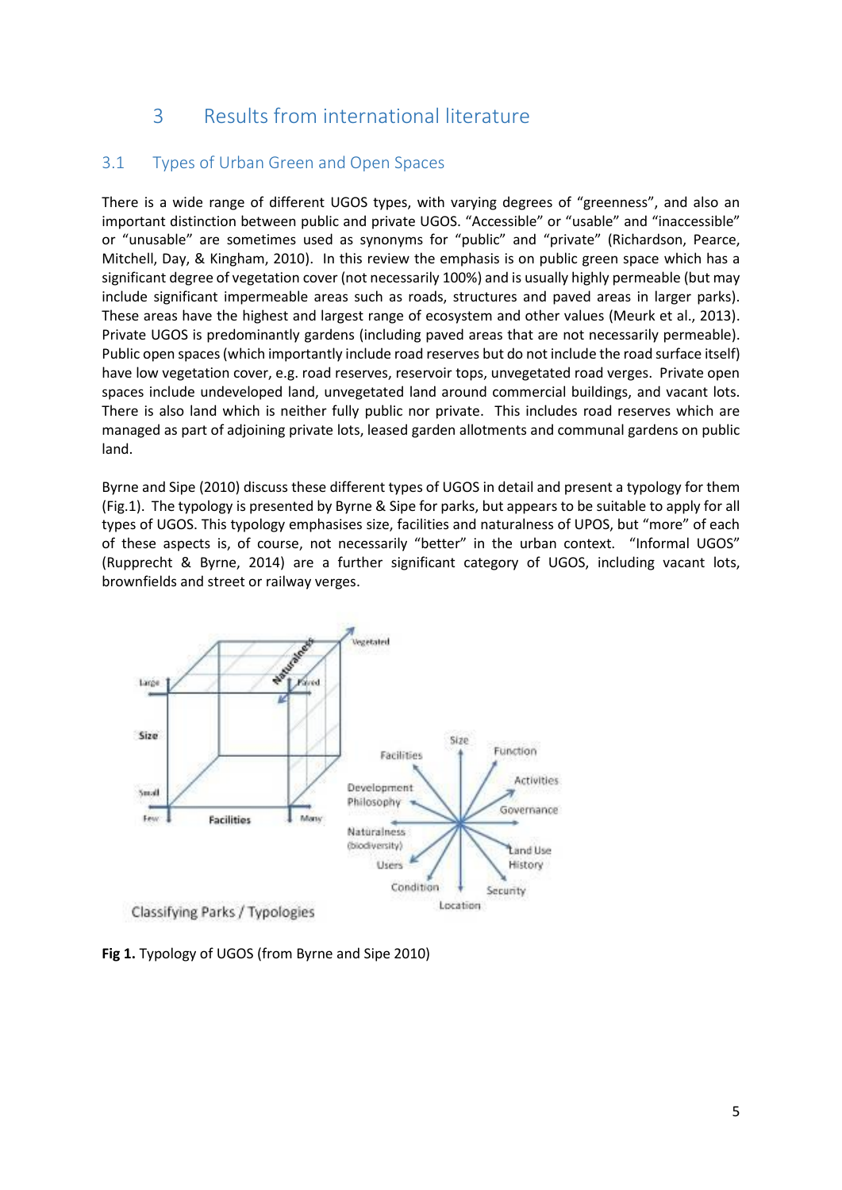# 3 Results from international literature

## 3.1 Types of Urban Green and Open Spaces

There is a wide range of different UGOS types, with varying degrees of "greenness", and also an important distinction between public and private UGOS. "Accessible" or "usable" and "inaccessible" or "unusable" are sometimes used as synonyms for "public" and "private" (Richardson, Pearce, Mitchell, Day, & Kingham, 2010). In this review the emphasis is on public green space which has a significant degree of vegetation cover (not necessarily 100%) and is usually highly permeable (but may include significant impermeable areas such as roads, structures and paved areas in larger parks). These areas have the highest and largest range of ecosystem and other values (Meurk et al., 2013). Private UGOS is predominantly gardens (including paved areas that are not necessarily permeable). Public open spaces (which importantly include road reserves but do not include the road surface itself) have low vegetation cover, e.g. road reserves, reservoir tops, unvegetated road verges. Private open spaces include undeveloped land, unvegetated land around commercial buildings, and vacant lots. There is also land which is neither fully public nor private. This includes road reserves which are managed as part of adjoining private lots, leased garden allotments and communal gardens on public land.

Byrne and Sipe (2010) discuss these different types of UGOS in detail and present a typology for them (Fig.1). The typology is presented by Byrne & Sipe for parks, but appears to be suitable to apply for all types of UGOS. This typology emphasises size, facilities and naturalness of UPOS, but "more" of each of these aspects is, of course, not necessarily "better" in the urban context. "Informal UGOS" (Rupprecht & Byrne, 2014) are a further significant category of UGOS, including vacant lots, brownfields and street or railway verges.

**Fig 1.** Typology of UGOS (from Byrne and Sipe 2010)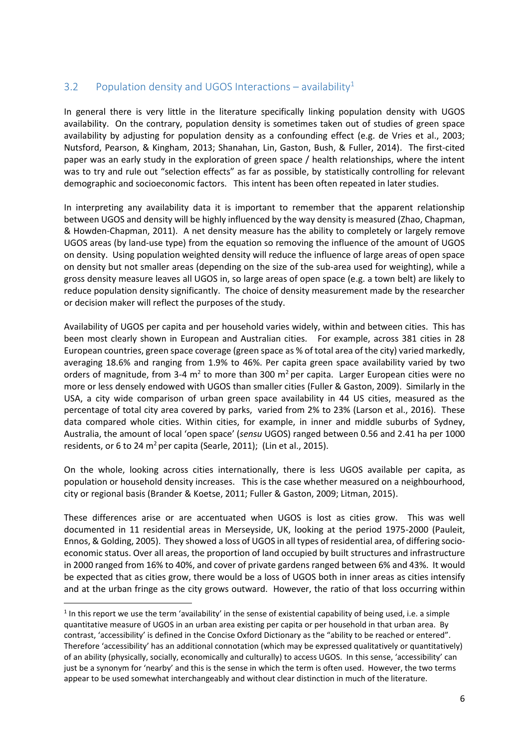## 3.2 Population density and UGOS Interactions – availability[1]

In general there is very little in the literature specifically linking population density with UGOS availability. On the contrary, population density is sometimes taken out of studies of green space availability by adjusting for population density as a confounding effect (e.g. de Vries et al., 2003; Nutsford, Pearson, & Kingham, 2013; Shanahan, Lin, Gaston, Bush, & Fuller, 2014). The first-cited paper was an early study in the exploration of green space / health relationships, where the intent was to try and rule out "selection effects" as far as possible, by statistically controlling for relevant demographic and socioeconomic factors. This intent has been often repeated in later studies.

In interpreting any availability data it is important to remember that the apparent relationship between UGOS and density will be highly influenced by the way density is measured (Zhao, Chapman, & Howden-Chapman, 2011). A net density measure has the ability to completely or largely remove UGOS areas (by land-use type) from the equation so removing the influence of the amount of UGOS on density. Using population weighted density will reduce the influence of large areas of open space on density but not smaller areas (depending on the size of the sub-area used for weighting), while a gross density measure leaves all UGOS in, so large areas of open space (e.g. a town belt) are likely to reduce population density significantly. The choice of density measurement made by the researcher or decision maker will reflect the purposes of the study.

Availability of UGOS per capita and per household varies widely, within and between cities. This has been most clearly shown in European and Australian cities. For example, across 381 cities in 28 European countries, green space coverage (green space as % of total area of the city) varied markedly, averaging 18.6% and ranging from 1.9% to 46%. Per capita green space availability varied by two orders of magnitude, from 3-4 $m^2$ to more than 300 $m^2$ per capita. Larger European cities were no more or less densely endowed with UGOS than smaller cities (Fuller & Gaston, 2009). Similarly in the USA, a city wide comparison of urban green space availability in 44 US cities, measured as the percentage of total city area covered by parks, varied from 2% to 23% (Larson et al., 2016). These data compared whole cities. Within cities, for example, in inner and middle suburbs of Sydney, Australia, the amount of local 'open space' (*sensu* UGOS) ranged between 0.56 and 2.41 ha per 1000 residents, or 6 to 24 $m^2$ per capita (Searle, 2011); (Lin et al., 2015).

On the whole, looking across cities internationally, there is less UGOS available per capita, as population or household density increases. This is the case whether measured on a neighbourhood, city or regional basis (Brander & Koetse, 2011; Fuller & Gaston, 2009; Litman, 2015).

These differences arise or are accentuated when UGOS is lost as cities grow. This was well documented in 11 residential areas in Merseyside, UK, looking at the period 1975-2000 (Pauleit, Ennos, & Golding, 2005). They showed a loss of UGOS in all types of residential area, of differing socio-economic status. Over all areas, the proportion of land occupied by built structures and infrastructure in 2000 ranged from 16% to 40%, and cover of private gardens ranged between 6% and 43%. It would be expected that as cities grow, there would be a loss of UGOS both in inner areas as cities intensify and at the urban fringe as the city grows outward. However, the ratio of that loss occurring within

[1] In this report we use the term 'availability' in the sense of existential capability of being used, i.e. a simple quantitative measure of UGOS in an urban area existing per capita or per household in that urban area. By contrast, 'accessibility' is defined in the Concise Oxford Dictionary as the "ability to be reached or entered". Therefore 'accessibility' has an additional connotation (which may be expressed qualitatively or quantitatively) of an ability (physically, socially, economically and culturally) to access UGOS. In this sense, 'accessibility' can just be a synonym for 'nearby' and this is the sense in which the term is often used. However, the two terms appear to be used somewhat interchangeably and without clear distinction in much of the literature.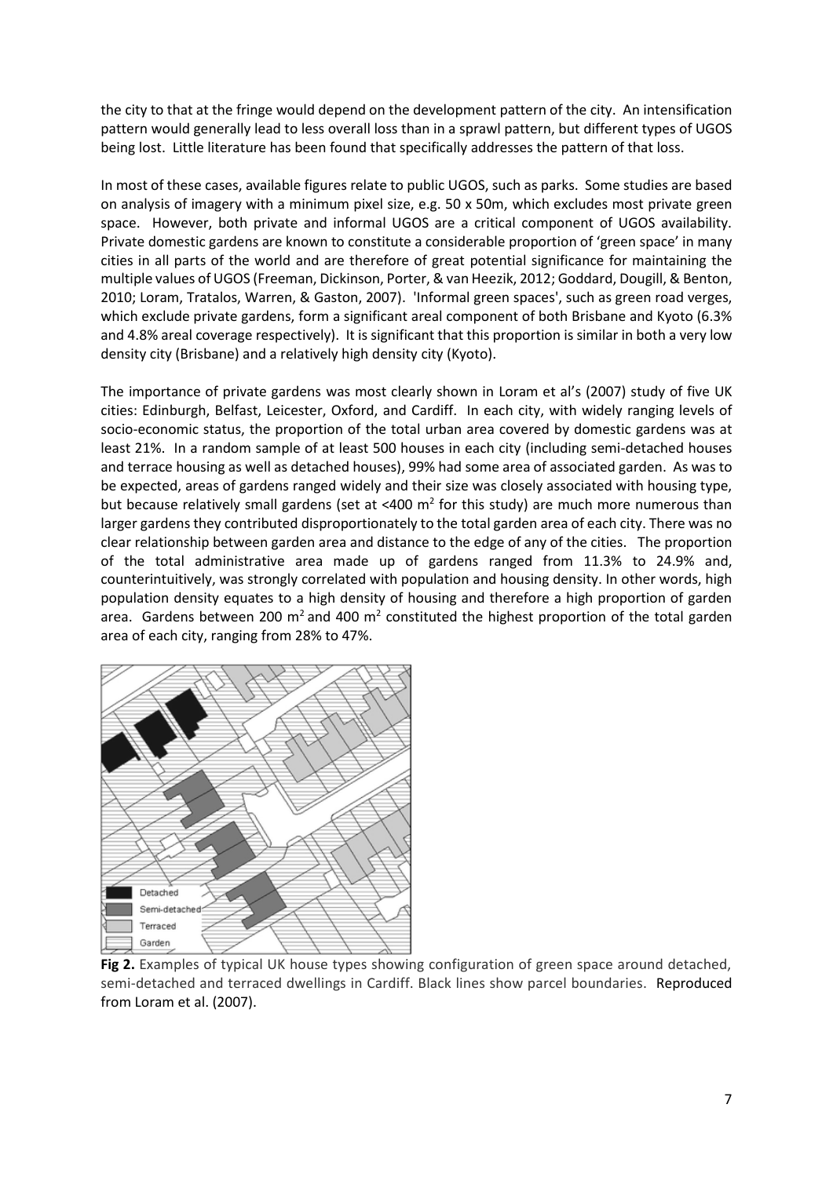the city to that at the fringe would depend on the development pattern of the city. An intensification pattern would generally lead to less overall loss than in a sprawl pattern, but different types of UGOS being lost. Little literature has been found that specifically addresses the pattern of that loss.

In most of these cases, available figures relate to public UGOS, such as parks. Some studies are based on analysis of imagery with a minimum pixel size, e.g. 50 x 50m, which excludes most private green space. However, both private and informal UGOS are a critical component of UGOS availability. Private domestic gardens are known to constitute a considerable proportion of 'green space' in many cities in all parts of the world and are therefore of great potential significance for maintaining the multiple values of UGOS (Freeman, Dickinson, Porter, & van Heezik, 2012; Goddard, Dougill, & Benton, 2010; Loram, Tratalos, Warren, & Gaston, 2007). 'Informal green spaces', such as green road verges, which exclude private gardens, form a significant areal component of both Brisbane and Kyoto (6.3% and 4.8% areal coverage respectively). It is significant that this proportion is similar in both a very low density city (Brisbane) and a relatively high density city (Kyoto).

The importance of private gardens was most clearly shown in Loram et al's (2007) study of five UK cities: Edinburgh, Belfast, Leicester, Oxford, and Cardiff. In each city, with widely ranging levels of socio-economic status, the proportion of the total urban area covered by domestic gardens was at least 21%. In a random sample of at least 500 houses in each city (including semi-detached houses and terrace housing as well as detached houses), 99% had some area of associated garden. As was to be expected, areas of gardens ranged widely and their size was closely associated with housing type, but because relatively small gardens (set at <400 m$^2$ for this study) are much more numerous than larger gardens they contributed disproportionately to the total garden area of each city. There was no clear relationship between garden area and distance to the edge of any of the cities. The proportion of the total administrative area made up of gardens ranged from 11.3% to 24.9% and, counterintuitively, was strongly correlated with population and housing density. In other words, high population density equates to a high density of housing and therefore a high proportion of garden area. Gardens between 200 m$^2$ and 400 m$^2$ constituted the highest proportion of the total garden area of each city, ranging from 28% to 47%.

**Fig 2.** Examples of typical UK house types showing configuration of green space around detached, semi-detached and terraced dwellings in Cardiff. Black lines show parcel boundaries. Reproduced from Loram et al. (2007).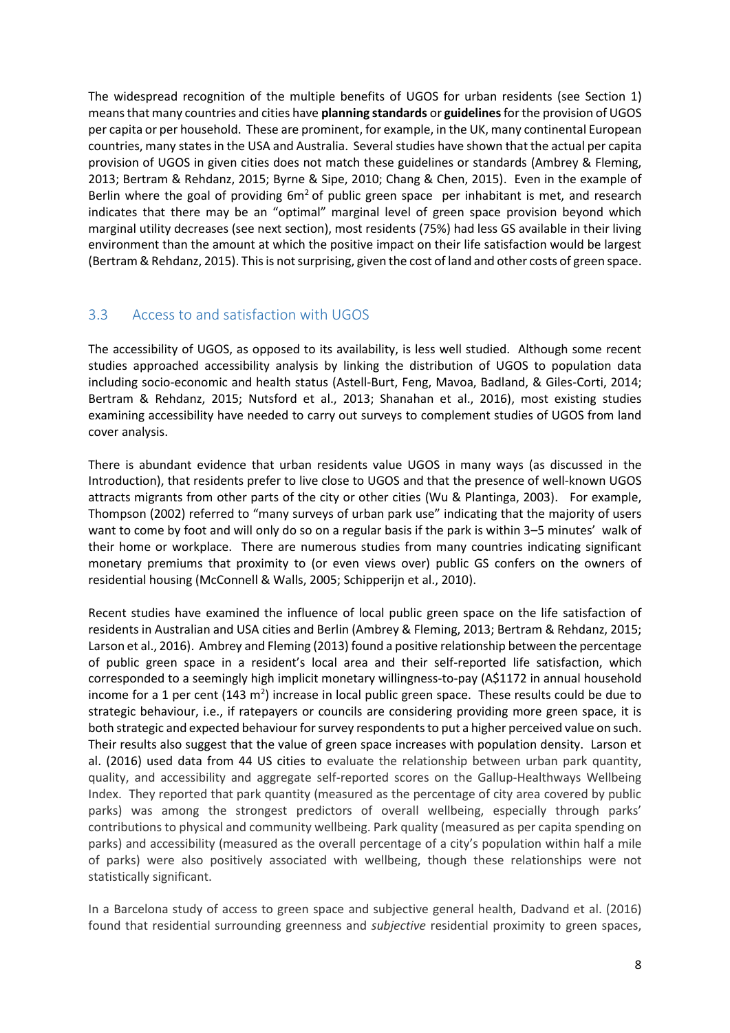The widespread recognition of the multiple benefits of UGOS for urban residents (see Section 1) means that many countries and cities have **planning standards** or **guidelines** for the provision of UGOS per capita or per household. These are prominent, for example, in the UK, many continental European countries, many states in the USA and Australia. Several studies have shown that the actual per capita provision of UGOS in given cities does not match these guidelines or standards (Ambrey & Fleming, 2013; Bertram & Rehdanz, 2015; Byrne & Sipe, 2010; Chang & Chen, 2015). Even in the example of Berlin where the goal of providing 6m$^2$ of public green space per inhabitant is met, and research indicates that there may be an "optimal" marginal level of green space provision beyond which marginal utility decreases (see next section), most residents (75%) had less GS available in their living environment than the amount at which the positive impact on their life satisfaction would be largest (Bertram & Rehdanz, 2015). This is not surprising, given the cost of land and other costs of green space.

## 3.3 Access to and satisfaction with UGOS

The accessibility of UGOS, as opposed to its availability, is less well studied. Although some recent studies approached accessibility analysis by linking the distribution of UGOS to population data including socio-economic and health status (Astell-Burt, Feng, Mavoa, Badland, & Giles-Corti, 2014; Bertram & Rehdanz, 2015; Nutsford et al., 2013; Shanahan et al., 2016), most existing studies examining accessibility have needed to carry out surveys to complement studies of UGOS from land cover analysis.

There is abundant evidence that urban residents value UGOS in many ways (as discussed in the Introduction), that residents prefer to live close to UGOS and that the presence of well-known UGOS attracts migrants from other parts of the city or other cities (Wu & Plantinga, 2003). For example, Thompson (2002) referred to "many surveys of urban park use" indicating that the majority of users want to come by foot and will only do so on a regular basis if the park is within 3–5 minutes' walk of their home or workplace. There are numerous studies from many countries indicating significant monetary premiums that proximity to (or even views over) public GS confers on the owners of residential housing (McConnell & Walls, 2005; Schipperijn et al., 2010).

Recent studies have examined the influence of local public green space on the life satisfaction of residents in Australian and USA cities and Berlin (Ambrey & Fleming, 2013; Bertram & Rehdanz, 2015; Larson et al., 2016). Ambrey and Fleming (2013) found a positive relationship between the percentage of public green space in a resident's local area and their self-reported life satisfaction, which corresponded to a seemingly high implicit monetary willingness-to-pay (A$1172 in annual household income for a 1 per cent (143 m$^2$) increase in local public green space. These results could be due to strategic behaviour, i.e., if ratepayers or councils are considering providing more green space, it is both strategic and expected behaviour for survey respondents to put a higher perceived value on such. Their results also suggest that the value of green space increases with population density. Larson et al. (2016) used data from 44 US cities to evaluate the relationship between urban park quantity, quality, and accessibility and aggregate self-reported scores on the Gallup-Healthways Wellbeing Index. They reported that park quantity (measured as the percentage of city area covered by public parks) was among the strongest predictors of overall wellbeing, especially through parks' contributions to physical and community wellbeing. Park quality (measured as per capita spending on parks) and accessibility (measured as the overall percentage of a city's population within half a mile of parks) were also positively associated with wellbeing, though these relationships were not statistically significant.

In a Barcelona study of access to green space and subjective general health, Dadvand et al. (2016) found that residential surrounding greenness and *subjective* residential proximity to green spaces,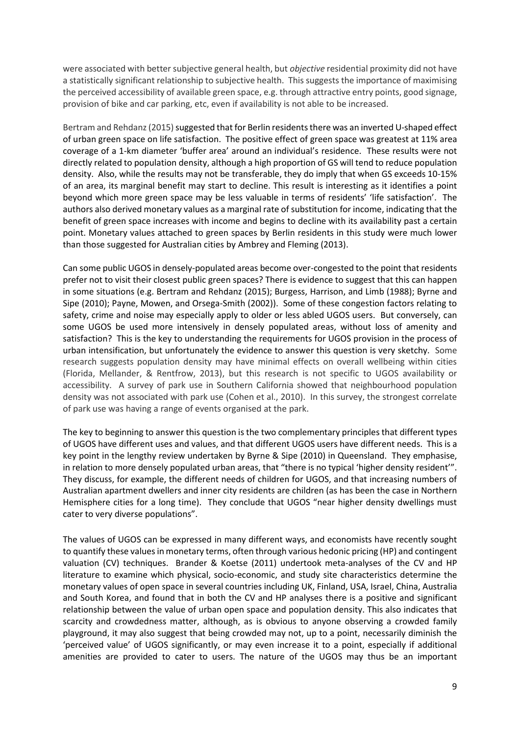were associated with better subjective general health, but *objective* residential proximity did not have a statistically significant relationship to subjective health. This suggests the importance of maximising the perceived accessibility of available green space, e.g. through attractive entry points, good signage, provision of bike and car parking, etc, even if availability is not able to be increased.

Bertram and Rehdanz (2015) suggested that for Berlin residents there was an inverted U-shaped effect of urban green space on life satisfaction. The positive effect of green space was greatest at 11% area coverage of a 1-km diameter 'buffer area' around an individual's residence. These results were not directly related to population density, although a high proportion of GS will tend to reduce population density. Also, while the results may not be transferable, they do imply that when GS exceeds 10-15% of an area, its marginal benefit may start to decline. This result is interesting as it identifies a point beyond which more green space may be less valuable in terms of residents' 'life satisfaction'. The authors also derived monetary values as a marginal rate of substitution for income, indicating that the benefit of green space increases with income and begins to decline with its availability past a certain point. Monetary values attached to green spaces by Berlin residents in this study were much lower than those suggested for Australian cities by Ambrey and Fleming (2013).

Can some public UGOS in densely-populated areas become over-congested to the point that residents prefer not to visit their closest public green spaces? There is evidence to suggest that this can happen in some situations (e.g. Bertram and Rehdanz (2015); Burgess, Harrison, and Limb (1988); Byrne and Sipe (2010); Payne, Mowen, and Orsega-Smith (2002)). Some of these congestion factors relating to safety, crime and noise may especially apply to older or less abled UGOS users. But conversely, can some UGOS be used more intensively in densely populated areas, without loss of amenity and satisfaction? This is the key to understanding the requirements for UGOS provision in the process of urban intensification, but unfortunately the evidence to answer this question is very sketchy. Some research suggests population density may have minimal effects on overall wellbeing within cities (Florida, Mellander, & Rentfrow, 2013), but this research is not specific to UGOS availability or accessibility. A survey of park use in Southern California showed that neighbourhood population density was not associated with park use (Cohen et al., 2010). In this survey, the strongest correlate of park use was having a range of events organised at the park.

The key to beginning to answer this question is the two complementary principles that different types of UGOS have different uses and values, and that different UGOS users have different needs. This is a key point in the lengthy review undertaken by Byrne & Sipe (2010) in Queensland. They emphasise, in relation to more densely populated urban areas, that "there is no typical 'higher density resident'". They discuss, for example, the different needs of children for UGOS, and that increasing numbers of Australian apartment dwellers and inner city residents are children (as has been the case in Northern Hemisphere cities for a long time). They conclude that UGOS "near higher density dwellings must cater to very diverse populations".

The values of UGOS can be expressed in many different ways, and economists have recently sought to quantify these values in monetary terms, often through various hedonic pricing (HP) and contingent valuation (CV) techniques. Brander & Koetse (2011) undertook meta-analyses of the CV and HP literature to examine which physical, socio-economic, and study site characteristics determine the monetary values of open space in several countries including UK, Finland, USA, Israel, China, Australia and South Korea, and found that in both the CV and HP analyses there is a positive and significant relationship between the value of urban open space and population density. This also indicates that scarcity and crowdedness matter, although, as is obvious to anyone observing a crowded family playground, it may also suggest that being crowded may not, up to a point, necessarily diminish the 'perceived value' of UGOS significantly, or may even increase it to a point, especially if additional amenities are provided to cater to users. The nature of the UGOS may thus be an important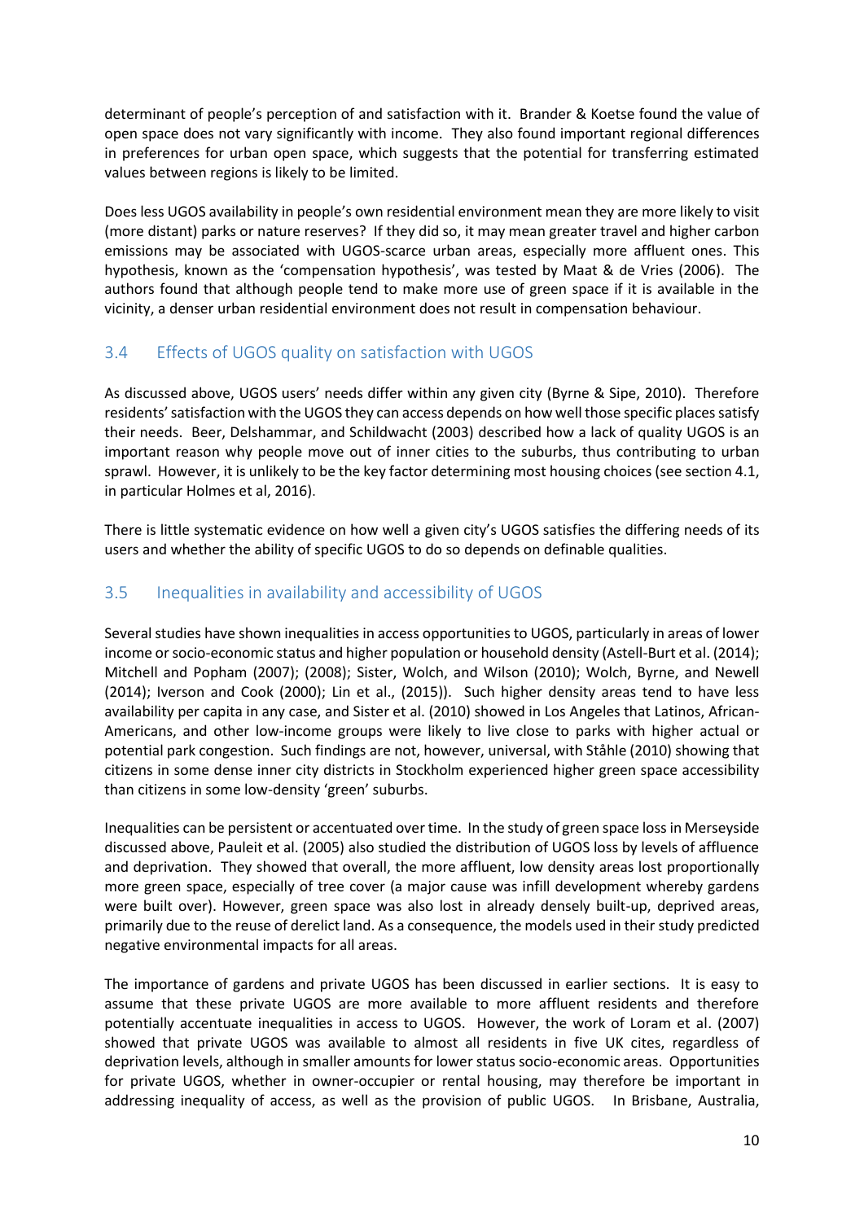determinant of people's perception of and satisfaction with it. Brander & Koetse found the value of open space does not vary significantly with income. They also found important regional differences in preferences for urban open space, which suggests that the potential for transferring estimated values between regions is likely to be limited.

Does less UGOS availability in people's own residential environment mean they are more likely to visit (more distant) parks or nature reserves? If they did so, it may mean greater travel and higher carbon emissions may be associated with UGOS-scarce urban areas, especially more affluent ones. This hypothesis, known as the 'compensation hypothesis', was tested by Maat & de Vries (2006). The authors found that although people tend to make more use of green space if it is available in the vicinity, a denser urban residential environment does not result in compensation behaviour.

## 3.4 Effects of UGOS quality on satisfaction with UGOS

As discussed above, UGOS users' needs differ within any given city (Byrne & Sipe, 2010). Therefore residents' satisfaction with the UGOS they can access depends on how well those specific places satisfy their needs. Beer, Delshammar, and Schildwacht (2003) described how a lack of quality UGOS is an important reason why people move out of inner cities to the suburbs, thus contributing to urban sprawl. However, it is unlikely to be the key factor determining most housing choices (see section 4.1, in particular Holmes et al, 2016).

There is little systematic evidence on how well a given city's UGOS satisfies the differing needs of its users and whether the ability of specific UGOS to do so depends on definable qualities.

## 3.5 Inequalities in availability and accessibility of UGOS

Several studies have shown inequalities in access opportunities to UGOS, particularly in areas of lower income or socio-economic status and higher population or household density (Astell-Burt et al. (2014); Mitchell and Popham (2007); (2008); Sister, Wolch, and Wilson (2010); Wolch, Byrne, and Newell (2014); Iverson and Cook (2000); Lin et al., (2015)). Such higher density areas tend to have less availability per capita in any case, and Sister et al. (2010) showed in Los Angeles that Latinos, African-Americans, and other low-income groups were likely to live close to parks with higher actual or potential park congestion. Such findings are not, however, universal, with Ståhle (2010) showing that citizens in some dense inner city districts in Stockholm experienced higher green space accessibility than citizens in some low-density 'green' suburbs.

Inequalities can be persistent or accentuated over time. In the study of green space loss in Merseyside discussed above, Pauleit et al. (2005) also studied the distribution of UGOS loss by levels of affluence and deprivation. They showed that overall, the more affluent, low density areas lost proportionally more green space, especially of tree cover (a major cause was infill development whereby gardens were built over). However, green space was also lost in already densely built-up, deprived areas, primarily due to the reuse of derelict land. As a consequence, the models used in their study predicted negative environmental impacts for all areas.

The importance of gardens and private UGOS has been discussed in earlier sections. It is easy to assume that these private UGOS are more available to more affluent residents and therefore potentially accentuate inequalities in access to UGOS. However, the work of Loram et al. (2007) showed that private UGOS was available to almost all residents in five UK cites, regardless of deprivation levels, although in smaller amounts for lower status socio-economic areas. Opportunities for private UGOS, whether in owner-occupier or rental housing, may therefore be important in addressing inequality of access, as well as the provision of public UGOS. In Brisbane, Australia,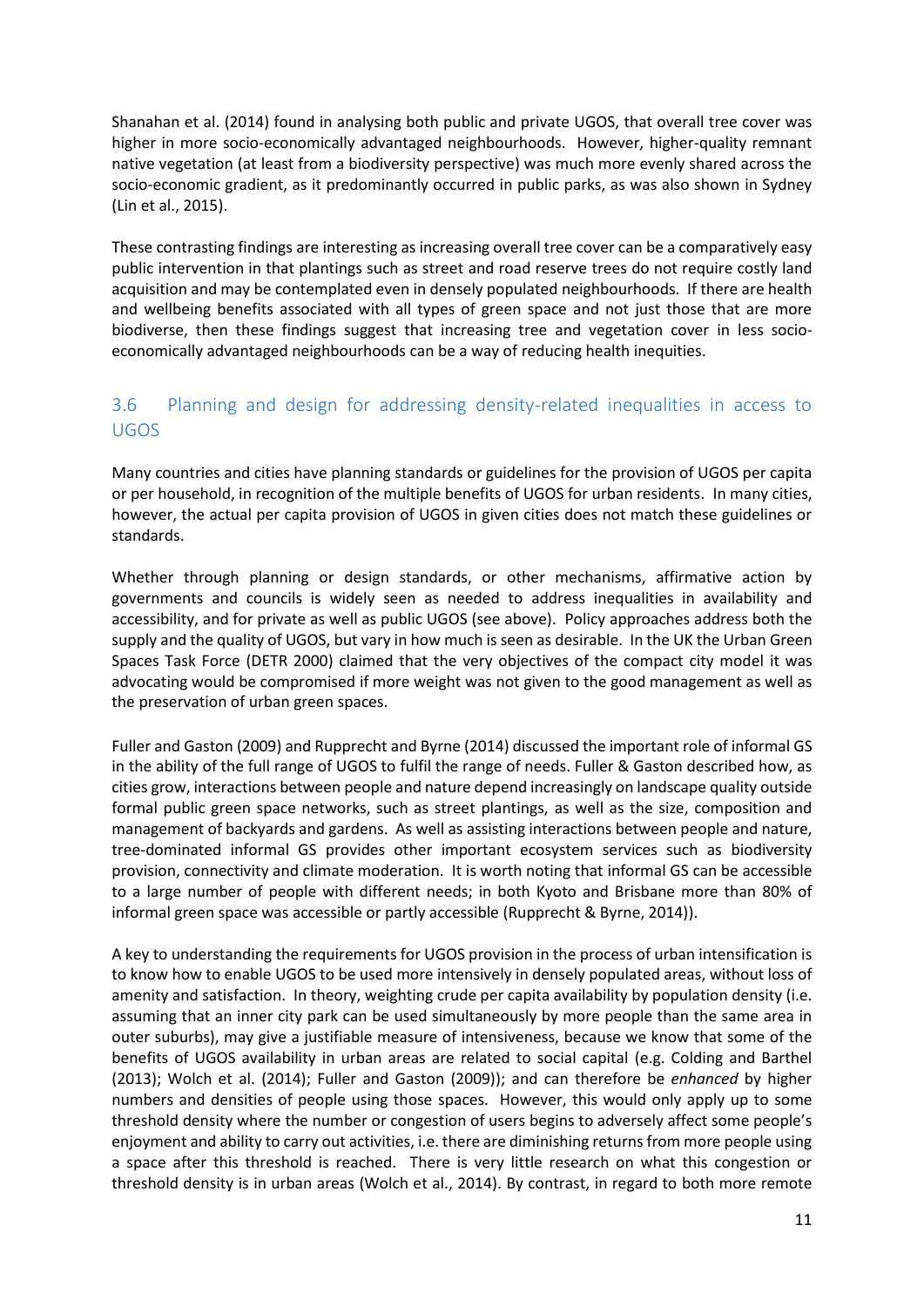Shanahan et al. (2014) found in analysing both public and private UGOS, that overall tree cover was higher in more socio-economically advantaged neighbourhoods. However, higher-quality remnant native vegetation (at least from a biodiversity perspective) was much more evenly shared across the socio-economic gradient, as it predominantly occurred in public parks, as was also shown in Sydney (Lin et al., 2015).

These contrasting findings are interesting as increasing overall tree cover can be a comparatively easy public intervention in that plantings such as street and road reserve trees do not require costly land acquisition and may be contemplated even in densely populated neighbourhoods. If there are health and wellbeing benefits associated with all types of green space and not just those that are more biodiverse, then these findings suggest that increasing tree and vegetation cover in less socio-economically advantaged neighbourhoods can be a way of reducing health inequities.

## 3.6 Planning and design for addressing density-related inequalities in access to UGOS

Many countries and cities have planning standards or guidelines for the provision of UGOS per capita or per household, in recognition of the multiple benefits of UGOS for urban residents. In many cities, however, the actual per capita provision of UGOS in given cities does not match these guidelines or standards.

Whether through planning or design standards, or other mechanisms, affirmative action by governments and councils is widely seen as needed to address inequalities in availability and accessibility, and for private as well as public UGOS (see above). Policy approaches address both the supply and the quality of UGOS, but vary in how much is seen as desirable. In the UK the Urban Green Spaces Task Force (DETR 2000) claimed that the very objectives of the compact city model it was advocating would be compromised if more weight was not given to the good management as well as the preservation of urban green spaces.

Fuller and Gaston (2009) and Rupprecht and Byrne (2014) discussed the important role of informal GS in the ability of the full range of UGOS to fulfil the range of needs. Fuller & Gaston described how, as cities grow, interactions between people and nature depend increasingly on landscape quality outside formal public green space networks, such as street plantings, as well as the size, composition and management of backyards and gardens. As well as assisting interactions between people and nature, tree-dominated informal GS provides other important ecosystem services such as biodiversity provision, connectivity and climate moderation. It is worth noting that informal GS can be accessible to a large number of people with different needs; in both Kyoto and Brisbane more than 80% of informal green space was accessible or partly accessible (Rupprecht & Byrne, 2014)).

A key to understanding the requirements for UGOS provision in the process of urban intensification is to know how to enable UGOS to be used more intensively in densely populated areas, without loss of amenity and satisfaction. In theory, weighting crude per capita availability by population density (i.e. assuming that an inner city park can be used simultaneously by more people than the same area in outer suburbs), may give a justifiable measure of intensiveness, because we know that some of the benefits of UGOS availability in urban areas are related to social capital (e.g. Colding and Barthel (2013); Wolch et al. (2014); Fuller and Gaston (2009)); and can therefore be *enhanced* by higher numbers and densities of people using those spaces. However, this would only apply up to some threshold density where the number or congestion of users begins to adversely affect some people's enjoyment and ability to carry out activities, i.e. there are diminishing returns from more people using a space after this threshold is reached. There is very little research on what this congestion or threshold density is in urban areas (Wolch et al., 2014). By contrast, in regard to both more remote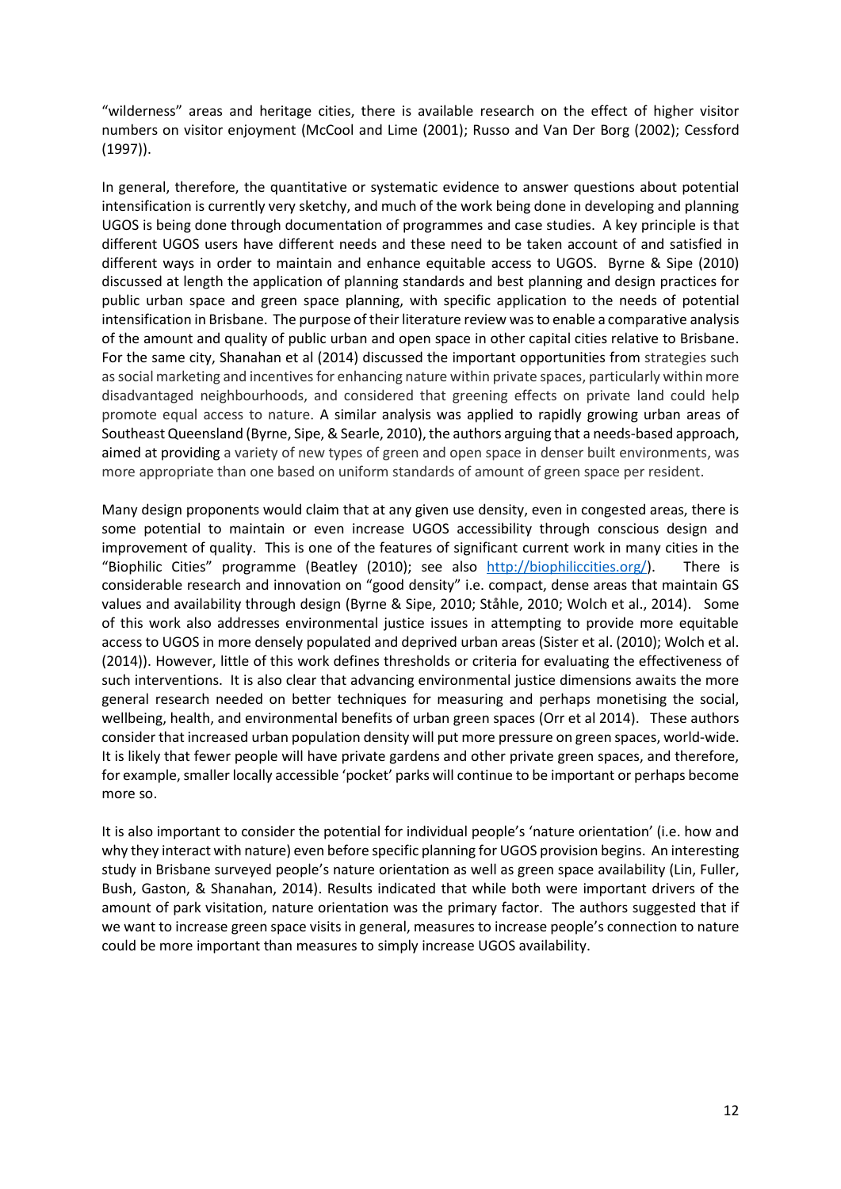"wilderness" areas and heritage cities, there is available research on the effect of higher visitor numbers on visitor enjoyment (McCool and Lime (2001); Russo and Van Der Borg (2002); Cessford (1997)).

In general, therefore, the quantitative or systematic evidence to answer questions about potential intensification is currently very sketchy, and much of the work being done in developing and planning UGOS is being done through documentation of programmes and case studies. A key principle is that different UGOS users have different needs and these need to be taken account of and satisfied in different ways in order to maintain and enhance equitable access to UGOS. Byrne & Sipe (2010) discussed at length the application of planning standards and best planning and design practices for public urban space and green space planning, with specific application to the needs of potential intensification in Brisbane. The purpose of their literature review was to enable a comparative analysis of the amount and quality of public urban and open space in other capital cities relative to Brisbane. For the same city, Shanahan et al (2014) discussed the important opportunities from strategies such as social marketing and incentives for enhancing nature within private spaces, particularly within more disadvantaged neighbourhoods, and considered that greening effects on private land could help promote equal access to nature. A similar analysis was applied to rapidly growing urban areas of Southeast Queensland (Byrne, Sipe, & Searle, 2010), the authors arguing that a needs-based approach, aimed at providing a variety of new types of green and open space in denser built environments, was more appropriate than one based on uniform standards of amount of green space per resident.

Many design proponents would claim that at any given use density, even in congested areas, there is some potential to maintain or even increase UGOS accessibility through conscious design and improvement of quality. This is one of the features of significant current work in many cities in the "Biophilic Cities" programme (Beatley (2010); see also http://biophiliccities.org/). There is considerable research and innovation on "good density" i.e. compact, dense areas that maintain GS values and availability through design (Byrne & Sipe, 2010; Ståhle, 2010; Wolch et al., 2014). Some of this work also addresses environmental justice issues in attempting to provide more equitable access to UGOS in more densely populated and deprived urban areas (Sister et al. (2010); Wolch et al. (2014)). However, little of this work defines thresholds or criteria for evaluating the effectiveness of such interventions. It is also clear that advancing environmental justice dimensions awaits the more general research needed on better techniques for measuring and perhaps monetising the social, wellbeing, health, and environmental benefits of urban green spaces (Orr et al 2014). These authors consider that increased urban population density will put more pressure on green spaces, world-wide. It is likely that fewer people will have private gardens and other private green spaces, and therefore, for example, smaller locally accessible 'pocket' parks will continue to be important or perhaps become more so.

It is also important to consider the potential for individual people's 'nature orientation' (i.e. how and why they interact with nature) even before specific planning for UGOS provision begins. An interesting study in Brisbane surveyed people's nature orientation as well as green space availability (Lin, Fuller, Bush, Gaston, & Shanahan, 2014). Results indicated that while both were important drivers of the amount of park visitation, nature orientation was the primary factor. The authors suggested that if we want to increase green space visits in general, measures to increase people's connection to nature could be more important than measures to simply increase UGOS availability.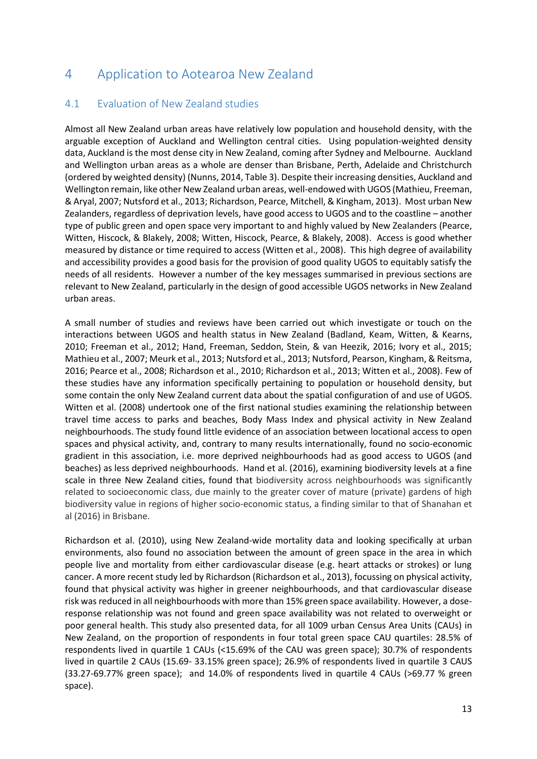# 4 Application to Aotearoa New Zealand

## 4.1 Evaluation of New Zealand studies

Almost all New Zealand urban areas have relatively low population and household density, with the arguable exception of Auckland and Wellington central cities. Using population-weighted density data, Auckland is the most dense city in New Zealand, coming after Sydney and Melbourne. Auckland and Wellington urban areas as a whole are denser than Brisbane, Perth, Adelaide and Christchurch (ordered by weighted density) (Nunns, 2014, Table 3). Despite their increasing densities, Auckland and Wellington remain, like other New Zealand urban areas, well-endowed with UGOS (Mathieu, Freeman, & Aryal, 2007; Nutsford et al., 2013; Richardson, Pearce, Mitchell, & Kingham, 2013). Most urban New Zealanders, regardless of deprivation levels, have good access to UGOS and to the coastline – another type of public green and open space very important to and highly valued by New Zealanders (Pearce, Witten, Hiscock, & Blakely, 2008; Witten, Hiscock, Pearce, & Blakely, 2008). Access is good whether measured by distance or time required to access (Witten et al., 2008). This high degree of availability and accessibility provides a good basis for the provision of good quality UGOS to equitably satisfy the needs of all residents. However a number of the key messages summarised in previous sections are relevant to New Zealand, particularly in the design of good accessible UGOS networks in New Zealand urban areas.

A small number of studies and reviews have been carried out which investigate or touch on the interactions between UGOS and health status in New Zealand (Badland, Keam, Witten, & Kearns, 2010; Freeman et al., 2012; Hand, Freeman, Seddon, Stein, & van Heezik, 2016; Ivory et al., 2015; Mathieu et al., 2007; Meurk et al., 2013; Nutsford et al., 2013; Nutsford, Pearson, Kingham, & Reitsma, 2016; Pearce et al., 2008; Richardson et al., 2010; Richardson et al., 2013; Witten et al., 2008). Few of these studies have any information specifically pertaining to population or household density, but some contain the only New Zealand current data about the spatial configuration of and use of UGOS. Witten et al. (2008) undertook one of the first national studies examining the relationship between travel time access to parks and beaches, Body Mass Index and physical activity in New Zealand neighbourhoods. The study found little evidence of an association between locational access to open spaces and physical activity, and, contrary to many results internationally, found no socio-economic gradient in this association, i.e. more deprived neighbourhoods had as good access to UGOS (and beaches) as less deprived neighbourhoods. Hand et al. (2016), examining biodiversity levels at a fine scale in three New Zealand cities, found that biodiversity across neighbourhoods was significantly related to socioeconomic class, due mainly to the greater cover of mature (private) gardens of high biodiversity value in regions of higher socio-economic status, a finding similar to that of Shanahan et al (2016) in Brisbane.

Richardson et al. (2010), using New Zealand-wide mortality data and looking specifically at urban environments, also found no association between the amount of green space in the area in which people live and mortality from either cardiovascular disease (e.g. heart attacks or strokes) or lung cancer. A more recent study led by Richardson (Richardson et al., 2013), focussing on physical activity, found that physical activity was higher in greener neighbourhoods, and that cardiovascular disease risk was reduced in all neighbourhoods with more than 15% green space availability. However, a dose-response relationship was not found and green space availability was not related to overweight or poor general health. This study also presented data, for all 1009 urban Census Area Units (CAUs) in New Zealand, on the proportion of respondents in four total green space CAU quartiles: 28.5% of respondents lived in quartile 1 CAUs (<15.69% of the CAU was green space); 30.7% of respondents lived in quartile 2 CAUs (15.69- 33.15% green space); 26.9% of respondents lived in quartile 3 CAUS (33.27-69.77% green space); and 14.0% of respondents lived in quartile 4 CAUs (>69.77 % green space).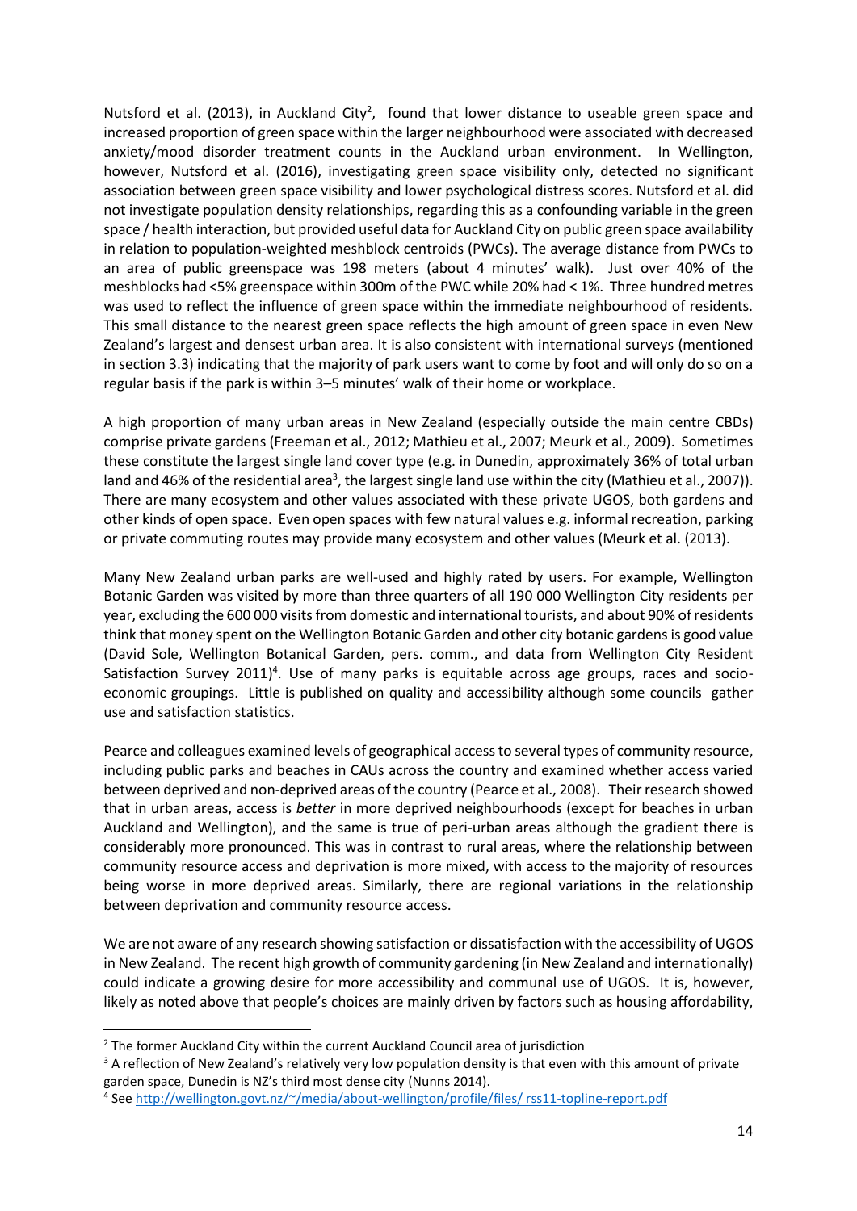Nutsford et al. (2013), in Auckland City[2], found that lower distance to useable green space and increased proportion of green space within the larger neighbourhood were associated with decreased anxiety/mood disorder treatment counts in the Auckland urban environment. In Wellington, however, Nutsford et al. (2016), investigating green space visibility only, detected no significant association between green space visibility and lower psychological distress scores. Nutsford et al. did not investigate population density relationships, regarding this as a confounding variable in the green space / health interaction, but provided useful data for Auckland City on public green space availability in relation to population-weighted meshblock centroids (PWCs). The average distance from PWCs to an area of public greenspace was 198 meters (about 4 minutes' walk). Just over 40% of the meshblocks had <5% greenspace within 300m of the PWC while 20% had < 1%. Three hundred metres was used to reflect the influence of green space within the immediate neighbourhood of residents. This small distance to the nearest green space reflects the high amount of green space in even New Zealand's largest and densest urban area. It is also consistent with international surveys (mentioned in section 3.3) indicating that the majority of park users want to come by foot and will only do so on a regular basis if the park is within 3–5 minutes' walk of their home or workplace.

A high proportion of many urban areas in New Zealand (especially outside the main centre CBDs) comprise private gardens (Freeman et al., 2012; Mathieu et al., 2007; Meurk et al., 2009). Sometimes these constitute the largest single land cover type (e.g. in Dunedin, approximately 36% of total urban land and 46% of the residential area[3], the largest single land use within the city (Mathieu et al., 2007)). There are many ecosystem and other values associated with these private UGOS, both gardens and other kinds of open space. Even open spaces with few natural values e.g. informal recreation, parking or private commuting routes may provide many ecosystem and other values (Meurk et al. (2013).

Many New Zealand urban parks are well-used and highly rated by users. For example, Wellington Botanic Garden was visited by more than three quarters of all 190 000 Wellington City residents per year, excluding the 600 000 visits from domestic and international tourists, and about 90% of residents think that money spent on the Wellington Botanic Garden and other city botanic gardens is good value (David Sole, Wellington Botanical Garden, pers. comm., and data from Wellington City Resident Satisfaction Survey 2011)[4]. Use of many parks is equitable across age groups, races and socio-economic groupings. Little is published on quality and accessibility although some councils gather use and satisfaction statistics.

Pearce and colleagues examined levels of geographical access to several types of community resource, including public parks and beaches in CAUs across the country and examined whether access varied between deprived and non-deprived areas of the country (Pearce et al., 2008). Their research showed that in urban areas, access is *better* in more deprived neighbourhoods (except for beaches in urban Auckland and Wellington), and the same is true of peri-urban areas although the gradient there is considerably more pronounced. This was in contrast to rural areas, where the relationship between community resource access and deprivation is more mixed, with access to the majority of resources being worse in more deprived areas. Similarly, there are regional variations in the relationship between deprivation and community resource access.

We are not aware of any research showing satisfaction or dissatisfaction with the accessibility of UGOS in New Zealand. The recent high growth of community gardening (in New Zealand and internationally) could indicate a growing desire for more accessibility and communal use of UGOS. It is, however, likely as noted above that people's choices are mainly driven by factors such as housing affordability,

---

[2] The former Auckland City within the current Auckland Council area of jurisdiction

[3] A reflection of New Zealand's relatively very low population density is that even with this amount of private garden space, Dunedin is NZ's third most dense city (Nunns 2014).

[4] See http://wellington.govt.nz/~/media/about-wellington/profile/files/ rss11-topline-report.pdf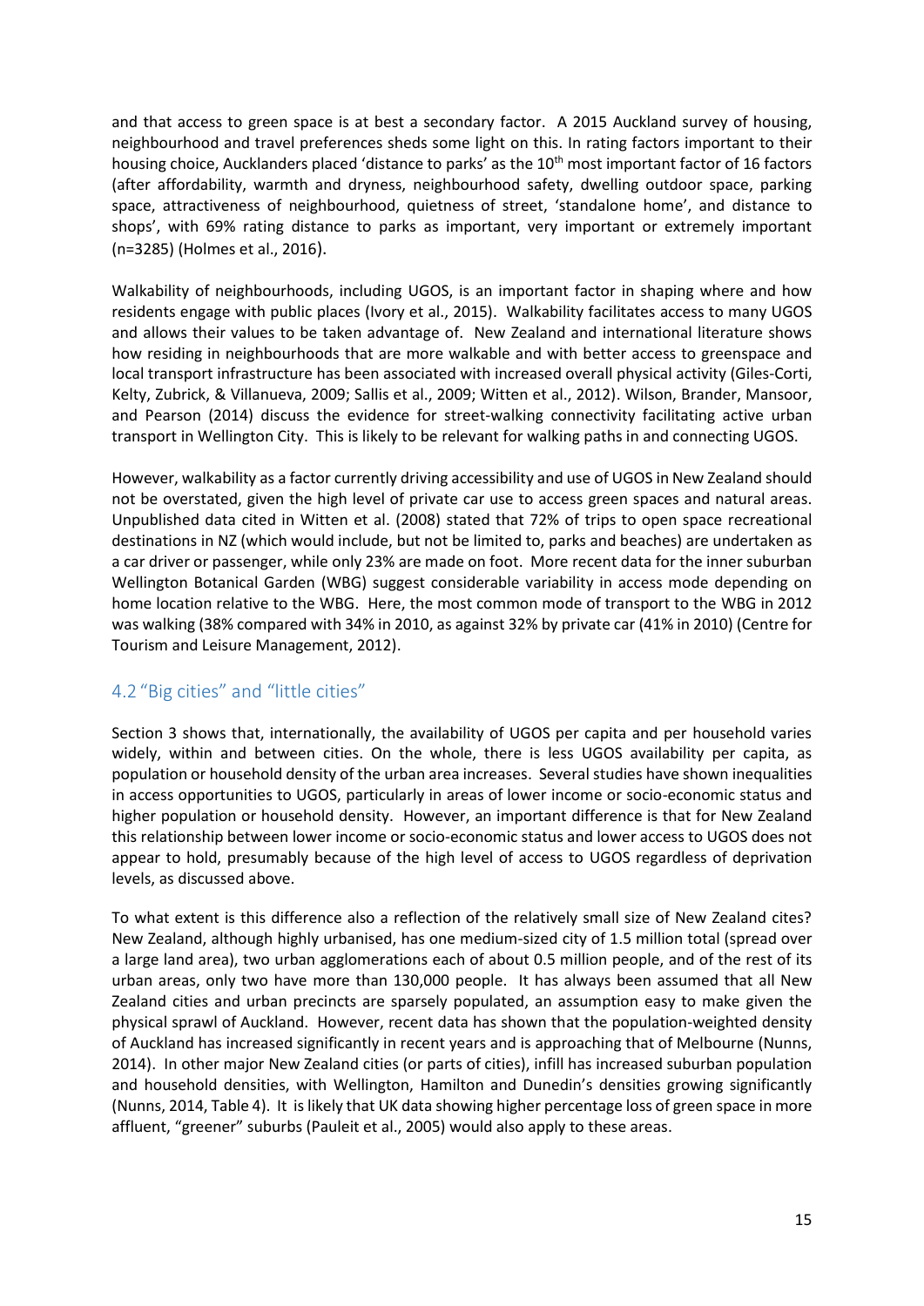and that access to green space is at best a secondary factor. A 2015 Auckland survey of housing, neighbourhood and travel preferences sheds some light on this. In rating factors important to their housing choice, Aucklanders placed 'distance to parks' as the 10th most important factor of 16 factors (after affordability, warmth and dryness, neighbourhood safety, dwelling outdoor space, parking space, attractiveness of neighbourhood, quietness of street, 'standalone home', and distance to shops', with 69% rating distance to parks as important, very important or extremely important (n=3285) (Holmes et al., 2016).

Walkability of neighbourhoods, including UGOS, is an important factor in shaping where and how residents engage with public places (Ivory et al., 2015). Walkability facilitates access to many UGOS and allows their values to be taken advantage of. New Zealand and international literature shows how residing in neighbourhoods that are more walkable and with better access to greenspace and local transport infrastructure has been associated with increased overall physical activity (Giles-Corti, Kelty, Zubrick, & Villanueva, 2009; Sallis et al., 2009; Witten et al., 2012). Wilson, Brander, Mansoor, and Pearson (2014) discuss the evidence for street-walking connectivity facilitating active urban transport in Wellington City. This is likely to be relevant for walking paths in and connecting UGOS.

However, walkability as a factor currently driving accessibility and use of UGOS in New Zealand should not be overstated, given the high level of private car use to access green spaces and natural areas. Unpublished data cited in Witten et al. (2008) stated that 72% of trips to open space recreational destinations in NZ (which would include, but not be limited to, parks and beaches) are undertaken as a car driver or passenger, while only 23% are made on foot. More recent data for the inner suburban Wellington Botanical Garden (WBG) suggest considerable variability in access mode depending on home location relative to the WBG. Here, the most common mode of transport to the WBG in 2012 was walking (38% compared with 34% in 2010, as against 32% by private car (41% in 2010) (Centre for Tourism and Leisure Management, 2012).

## 4.2 "Big cities" and "little cities"

Section 3 shows that, internationally, the availability of UGOS per capita and per household varies widely, within and between cities. On the whole, there is less UGOS availability per capita, as population or household density of the urban area increases. Several studies have shown inequalities in access opportunities to UGOS, particularly in areas of lower income or socio-economic status and higher population or household density. However, an important difference is that for New Zealand this relationship between lower income or socio-economic status and lower access to UGOS does not appear to hold, presumably because of the high level of access to UGOS regardless of deprivation levels, as discussed above.

To what extent is this difference also a reflection of the relatively small size of New Zealand cites? New Zealand, although highly urbanised, has one medium-sized city of 1.5 million total (spread over a large land area), two urban agglomerations each of about 0.5 million people, and of the rest of its urban areas, only two have more than 130,000 people. It has always been assumed that all New Zealand cities and urban precincts are sparsely populated, an assumption easy to make given the physical sprawl of Auckland. However, recent data has shown that the population-weighted density of Auckland has increased significantly in recent years and is approaching that of Melbourne (Nunns, 2014). In other major New Zealand cities (or parts of cities), infill has increased suburban population and household densities, with Wellington, Hamilton and Dunedin's densities growing significantly (Nunns, 2014, Table 4). It is likely that UK data showing higher percentage loss of green space in more affluent, "greener" suburbs (Pauleit et al., 2005) would also apply to these areas.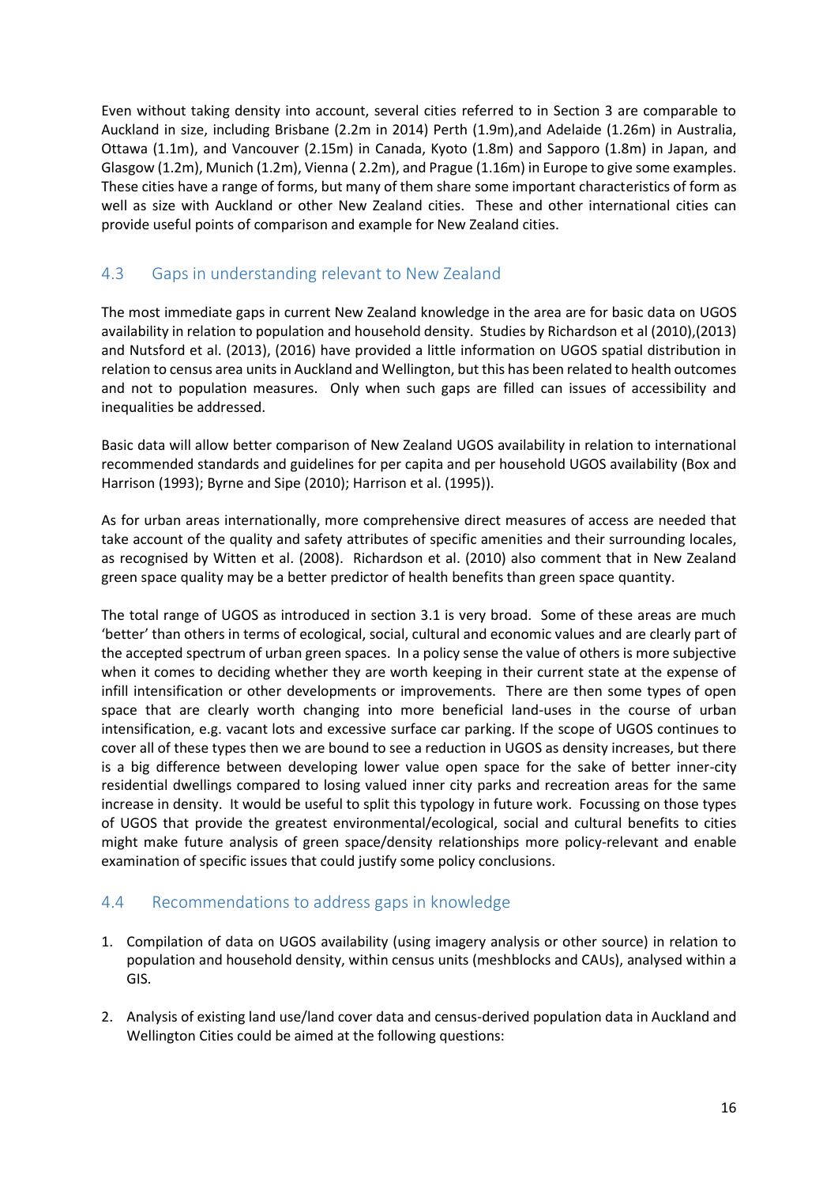Even without taking density into account, several cities referred to in Section 3 are comparable to Auckland in size, including Brisbane (2.2m in 2014) Perth (1.9m),and Adelaide (1.26m) in Australia, Ottawa (1.1m), and Vancouver (2.15m) in Canada, Kyoto (1.8m) and Sapporo (1.8m) in Japan, and Glasgow (1.2m), Munich (1.2m), Vienna ( 2.2m), and Prague (1.16m) in Europe to give some examples. These cities have a range of forms, but many of them share some important characteristics of form as well as size with Auckland or other New Zealand cities. These and other international cities can provide useful points of comparison and example for New Zealand cities.

## 4.3 Gaps in understanding relevant to New Zealand

The most immediate gaps in current New Zealand knowledge in the area are for basic data on UGOS availability in relation to population and household density. Studies by Richardson et al (2010),(2013) and Nutsford et al. (2013), (2016) have provided a little information on UGOS spatial distribution in relation to census area units in Auckland and Wellington, but this has been related to health outcomes and not to population measures. Only when such gaps are filled can issues of accessibility and inequalities be addressed.

Basic data will allow better comparison of New Zealand UGOS availability in relation to international recommended standards and guidelines for per capita and per household UGOS availability (Box and Harrison (1993); Byrne and Sipe (2010); Harrison et al. (1995)).

As for urban areas internationally, more comprehensive direct measures of access are needed that take account of the quality and safety attributes of specific amenities and their surrounding locales, as recognised by Witten et al. (2008). Richardson et al. (2010) also comment that in New Zealand green space quality may be a better predictor of health benefits than green space quantity.

The total range of UGOS as introduced in section 3.1 is very broad. Some of these areas are much 'better' than others in terms of ecological, social, cultural and economic values and are clearly part of the accepted spectrum of urban green spaces. In a policy sense the value of others is more subjective when it comes to deciding whether they are worth keeping in their current state at the expense of infill intensification or other developments or improvements. There are then some types of open space that are clearly worth changing into more beneficial land-uses in the course of urban intensification, e.g. vacant lots and excessive surface car parking. If the scope of UGOS continues to cover all of these types then we are bound to see a reduction in UGOS as density increases, but there is a big difference between developing lower value open space for the sake of better inner-city residential dwellings compared to losing valued inner city parks and recreation areas for the same increase in density. It would be useful to split this typology in future work. Focussing on those types of UGOS that provide the greatest environmental/ecological, social and cultural benefits to cities might make future analysis of green space/density relationships more policy-relevant and enable examination of specific issues that could justify some policy conclusions.

## 4.4 Recommendations to address gaps in knowledge

1. Compilation of data on UGOS availability (using imagery analysis or other source) in relation to population and household density, within census units (meshblocks and CAUs), analysed within a GIS.

2. Analysis of existing land use/land cover data and census-derived population data in Auckland and Wellington Cities could be aimed at the following questions: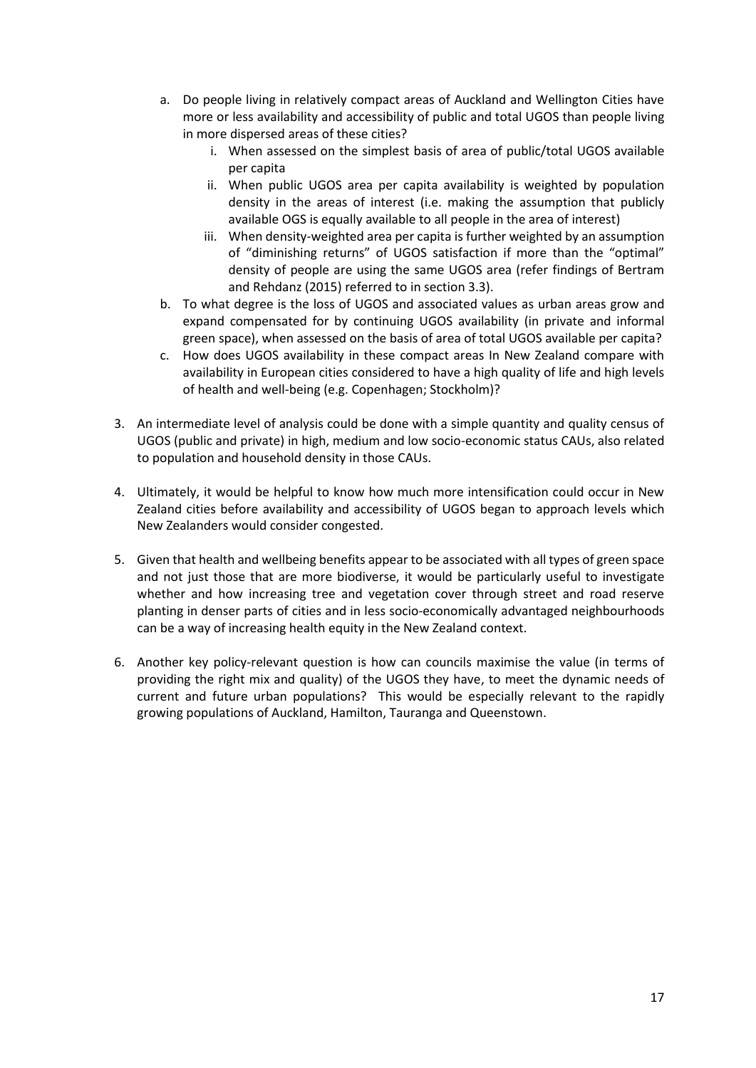a. Do people living in relatively compact areas of Auckland and Wellington Cities have more or less availability and accessibility of public and total UGOS than people living in more dispersed areas of these cities?
      i. When assessed on the simplest basis of area of public/total UGOS available per capita
      ii. When public UGOS area per capita availability is weighted by population density in the areas of interest (i.e. making the assumption that publicly available OGS is equally available to all people in the area of interest)
      iii. When density-weighted area per capita is further weighted by an assumption of "diminishing returns" of UGOS satisfaction if more than the "optimal" density of people are using the same UGOS area (refer findings of Bertram and Rehdanz (2015) referred to in section 3.3).
   b. To what degree is the loss of UGOS and associated values as urban areas grow and expand compensated for by continuing UGOS availability (in private and informal green space), when assessed on the basis of area of total UGOS available per capita?
   c. How does UGOS availability in these compact areas In New Zealand compare with availability in European cities considered to have a high quality of life and high levels of health and well-being (e.g. Copenhagen; Stockholm)?

3. An intermediate level of analysis could be done with a simple quantity and quality census of UGOS (public and private) in high, medium and low socio-economic status CAUs, also related to population and household density in those CAUs.

4. Ultimately, it would be helpful to know how much more intensification could occur in New Zealand cities before availability and accessibility of UGOS began to approach levels which New Zealanders would consider congested.

5. Given that health and wellbeing benefits appear to be associated with all types of green space and not just those that are more biodiverse, it would be particularly useful to investigate whether and how increasing tree and vegetation cover through street and road reserve planting in denser parts of cities and in less socio-economically advantaged neighbourhoods can be a way of increasing health equity in the New Zealand context.

6. Another key policy-relevant question is how can councils maximise the value (in terms of providing the right mix and quality) of the UGOS they have, to meet the dynamic needs of current and future urban populations? This would be especially relevant to the rapidly growing populations of Auckland, Hamilton, Tauranga and Queenstown.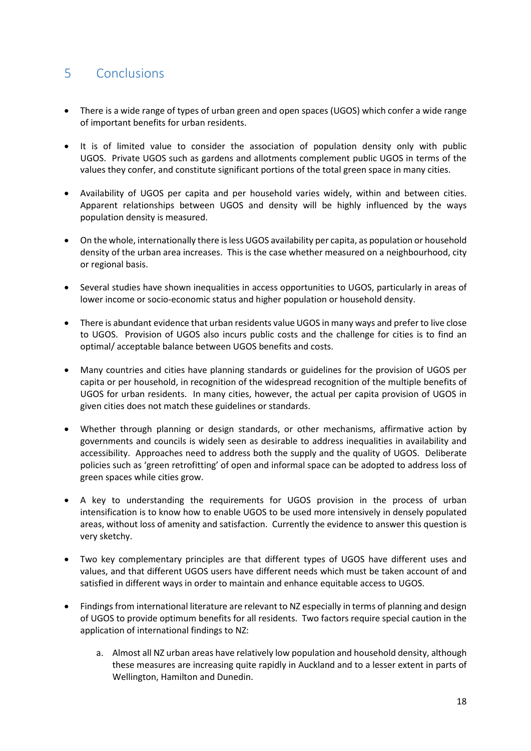# 5 Conclusions

- There is a wide range of types of urban green and open spaces (UGOS) which confer a wide range of important benefits for urban residents.

- It is of limited value to consider the association of population density only with public UGOS. Private UGOS such as gardens and allotments complement public UGOS in terms of the values they confer, and constitute significant portions of the total green space in many cities.

- Availability of UGOS per capita and per household varies widely, within and between cities. Apparent relationships between UGOS and density will be highly influenced by the ways population density is measured.

- On the whole, internationally there is less UGOS availability per capita, as population or household density of the urban area increases. This is the case whether measured on a neighbourhood, city or regional basis.

- Several studies have shown inequalities in access opportunities to UGOS, particularly in areas of lower income or socio-economic status and higher population or household density.

- There is abundant evidence that urban residents value UGOS in many ways and prefer to live close to UGOS. Provision of UGOS also incurs public costs and the challenge for cities is to find an optimal/ acceptable balance between UGOS benefits and costs.

- Many countries and cities have planning standards or guidelines for the provision of UGOS per capita or per household, in recognition of the widespread recognition of the multiple benefits of UGOS for urban residents. In many cities, however, the actual per capita provision of UGOS in given cities does not match these guidelines or standards.

- Whether through planning or design standards, or other mechanisms, affirmative action by governments and councils is widely seen as desirable to address inequalities in availability and accessibility. Approaches need to address both the supply and the quality of UGOS. Deliberate policies such as 'green retrofitting' of open and informal space can be adopted to address loss of green spaces while cities grow.

- A key to understanding the requirements for UGOS provision in the process of urban intensification is to know how to enable UGOS to be used more intensively in densely populated areas, without loss of amenity and satisfaction. Currently the evidence to answer this question is very sketchy.

- Two key complementary principles are that different types of UGOS have different uses and values, and that different UGOS users have different needs which must be taken account of and satisfied in different ways in order to maintain and enhance equitable access to UGOS.

- Findings from international literature are relevant to NZ especially in terms of planning and design of UGOS to provide optimum benefits for all residents. Two factors require special caution in the application of international findings to NZ:

    a. Almost all NZ urban areas have relatively low population and household density, although these measures are increasing quite rapidly in Auckland and to a lesser extent in parts of Wellington, Hamilton and Dunedin.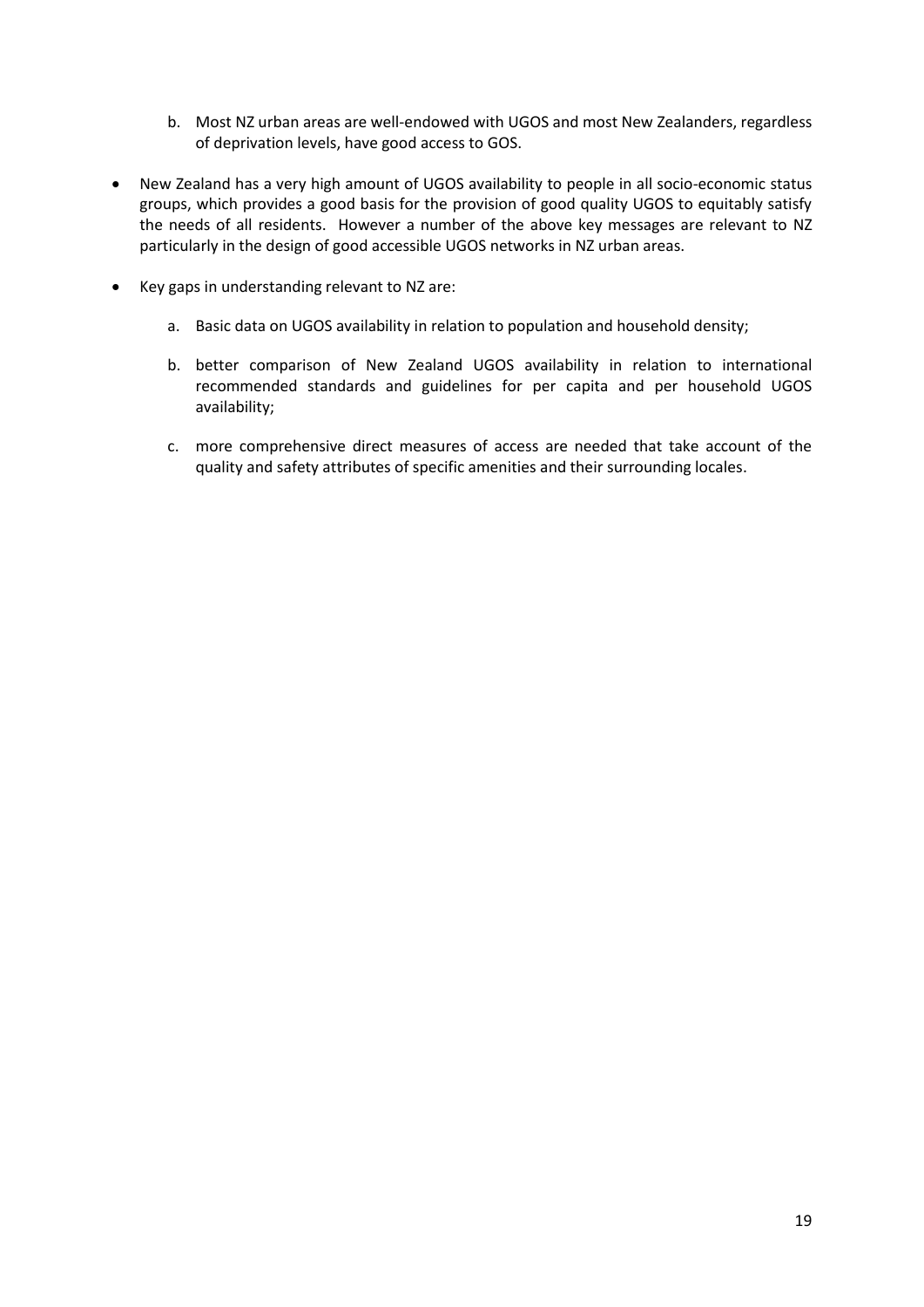b. Most NZ urban areas are well-endowed with UGOS and most New Zealanders, regardless of deprivation levels, have good access to GOS.

- New Zealand has a very high amount of UGOS availability to people in all socio-economic status groups, which provides a good basis for the provision of good quality UGOS to equitably satisfy the needs of all residents. However a number of the above key messages are relevant to NZ particularly in the design of good accessible UGOS networks in NZ urban areas.

- Key gaps in understanding relevant to NZ are:

   a. Basic data on UGOS availability in relation to population and household density;

   b. better comparison of New Zealand UGOS availability in relation to international recommended standards and guidelines for per capita and per household UGOS availability;

   c. more comprehensive direct measures of access are needed that take account of the quality and safety attributes of specific amenities and their surrounding locales.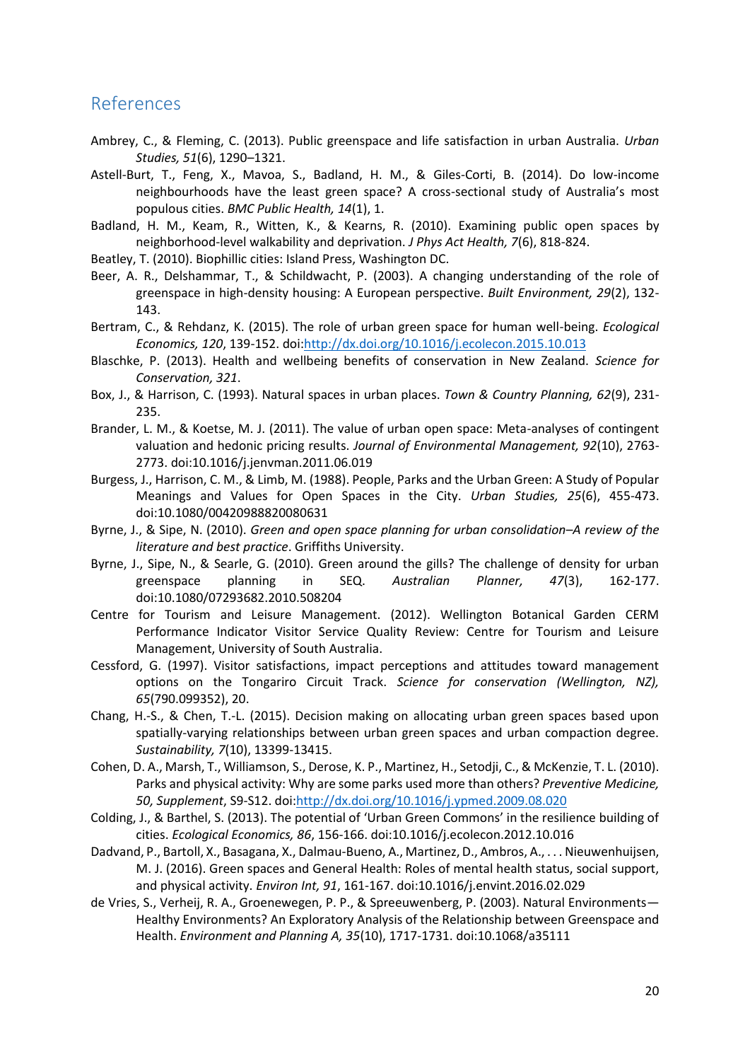## References

Ambrey, C., & Fleming, C. (2013). Public greenspace and life satisfaction in urban Australia. *Urban Studies, 51*(6), 1290–1321.

Astell-Burt, T., Feng, X., Mavoa, S., Badland, H. M., & Giles-Corti, B. (2014). Do low-income neighbourhoods have the least green space? A cross-sectional study of Australia's most populous cities. *BMC Public Health, 14*(1), 1.

Badland, H. M., Keam, R., Witten, K., & Kearns, R. (2010). Examining public open spaces by neighborhood-level walkability and deprivation. *J Phys Act Health, 7*(6), 818-824.

Beatley, T. (2010). Biophillic cities: Island Press, Washington DC.

Beer, A. R., Delshammar, T., & Schildwacht, P. (2003). A changing understanding of the role of greenspace in high-density housing: A European perspective. *Built Environment, 29*(2), 132-143.

Bertram, C., & Rehdanz, K. (2015). The role of urban green space for human well-being. *Ecological Economics, 120*, 139-152. doi:http://dx.doi.org/10.1016/j.ecolecon.2015.10.013

Blaschke, P. (2013). Health and wellbeing benefits of conservation in New Zealand. *Science for Conservation, 321*.

Box, J., & Harrison, C. (1993). Natural spaces in urban places. *Town & Country Planning, 62*(9), 231-235.

Brander, L. M., & Koetse, M. J. (2011). The value of urban open space: Meta-analyses of contingent valuation and hedonic pricing results. *Journal of Environmental Management, 92*(10), 2763-2773. doi:10.1016/j.jenvman.2011.06.019

Burgess, J., Harrison, C. M., & Limb, M. (1988). People, Parks and the Urban Green: A Study of Popular Meanings and Values for Open Spaces in the City. *Urban Studies, 25*(6), 455-473. doi:10.1080/00420988820080631

Byrne, J., & Sipe, N. (2010). *Green and open space planning for urban consolidation–A review of the literature and best practice*. Griffiths University.

Byrne, J., Sipe, N., & Searle, G. (2010). Green around the gills? The challenge of density for urban greenspace planning in SEQ. *Australian Planner, 47*(3), 162-177. doi:10.1080/07293682.2010.508204

Centre for Tourism and Leisure Management. (2012). Wellington Botanical Garden CERM Performance Indicator Visitor Service Quality Review: Centre for Tourism and Leisure Management, University of South Australia.

Cessford, G. (1997). Visitor satisfactions, impact perceptions and attitudes toward management options on the Tongariro Circuit Track. *Science for conservation (Wellington, NZ), 65*(790.099352), 20.

Chang, H.-S., & Chen, T.-L. (2015). Decision making on allocating urban green spaces based upon spatially-varying relationships between urban green spaces and urban compaction degree. *Sustainability, 7*(10), 13399-13415.

Cohen, D. A., Marsh, T., Williamson, S., Derose, K. P., Martinez, H., Setodji, C., & McKenzie, T. L. (2010). Parks and physical activity: Why are some parks used more than others? *Preventive Medicine, 50, Supplement*, S9-S12. doi:http://dx.doi.org/10.1016/j.ypmed.2009.08.020

Colding, J., & Barthel, S. (2013). The potential of 'Urban Green Commons' in the resilience building of cities. *Ecological Economics, 86*, 156-166. doi:10.1016/j.ecolecon.2012.10.016

Dadvand, P., Bartoll, X., Basagana, X., Dalmau-Bueno, A., Martinez, D., Ambros, A., . . . Nieuwenhuijsen, M. J. (2016). Green spaces and General Health: Roles of mental health status, social support, and physical activity. *Environ Int, 91*, 161-167. doi:10.1016/j.envint.2016.02.029

de Vries, S., Verheij, R. A., Groenewegen, P. P., & Spreeuwenberg, P. (2003). Natural Environments—Healthy Environments? An Exploratory Analysis of the Relationship between Greenspace and Health. *Environment and Planning A, 35*(10), 1717-1731. doi:10.1068/a35111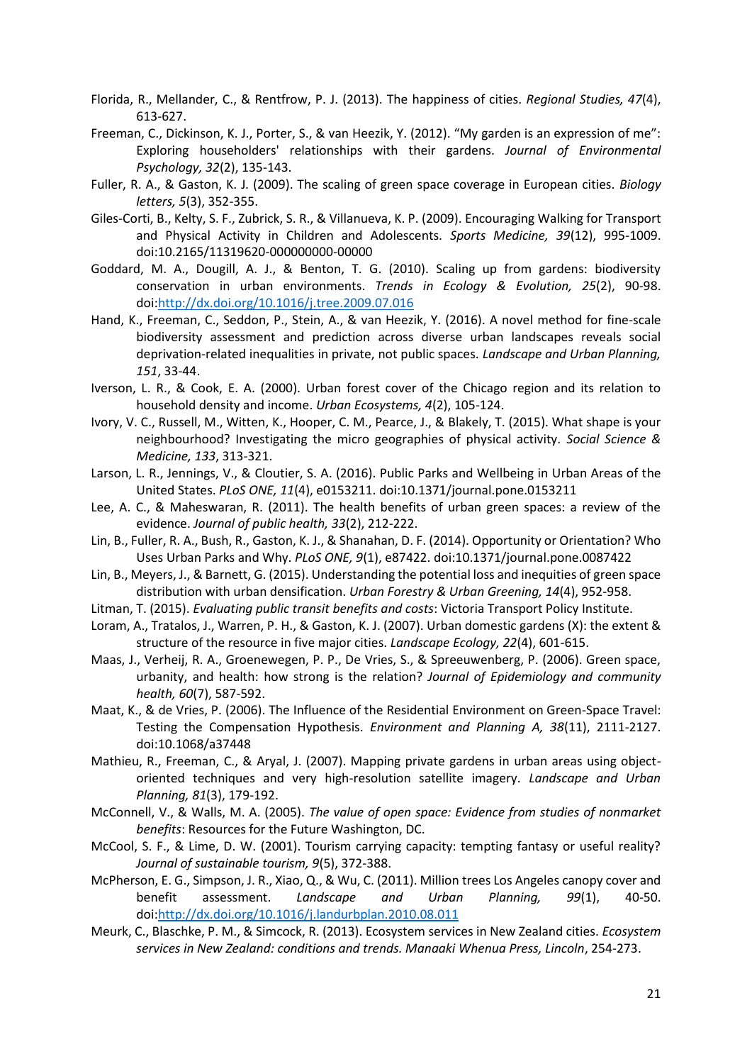Florida, R., Mellander, C., & Rentfrow, P. J. (2013). The happiness of cities. *Regional Studies, 47*(4), 613-627.

Freeman, C., Dickinson, K. J., Porter, S., & van Heezik, Y. (2012). "My garden is an expression of me": Exploring householders' relationships with their gardens. *Journal of Environmental Psychology, 32*(2), 135-143.

Fuller, R. A., & Gaston, K. J. (2009). The scaling of green space coverage in European cities. *Biology letters, 5*(3), 352-355.

Giles-Corti, B., Kelty, S. F., Zubrick, S. R., & Villanueva, K. P. (2009). Encouraging Walking for Transport and Physical Activity in Children and Adolescents. *Sports Medicine, 39*(12), 995-1009. doi:10.2165/11319620-000000000-00000

Goddard, M. A., Dougill, A. J., & Benton, T. G. (2010). Scaling up from gardens: biodiversity conservation in urban environments. *Trends in Ecology & Evolution, 25*(2), 90-98. doi:http://dx.doi.org/10.1016/j.tree.2009.07.016

Hand, K., Freeman, C., Seddon, P., Stein, A., & van Heezik, Y. (2016). A novel method for fine-scale biodiversity assessment and prediction across diverse urban landscapes reveals social deprivation-related inequalities in private, not public spaces. *Landscape and Urban Planning, 151*, 33-44.

Iverson, L. R., & Cook, E. A. (2000). Urban forest cover of the Chicago region and its relation to household density and income. *Urban Ecosystems, 4*(2), 105-124.

Ivory, V. C., Russell, M., Witten, K., Hooper, C. M., Pearce, J., & Blakely, T. (2015). What shape is your neighbourhood? Investigating the micro geographies of physical activity. *Social Science & Medicine, 133*, 313-321.

Larson, L. R., Jennings, V., & Cloutier, S. A. (2016). Public Parks and Wellbeing in Urban Areas of the United States. *PLoS ONE, 11*(4), e0153211. doi:10.1371/journal.pone.0153211

Lee, A. C., & Maheswaran, R. (2011). The health benefits of urban green spaces: a review of the evidence. *Journal of public health, 33*(2), 212-222.

Lin, B., Fuller, R. A., Bush, R., Gaston, K. J., & Shanahan, D. F. (2014). Opportunity or Orientation? Who Uses Urban Parks and Why. *PLoS ONE, 9*(1), e87422. doi:10.1371/journal.pone.0087422

Lin, B., Meyers, J., & Barnett, G. (2015). Understanding the potential loss and inequities of green space distribution with urban densification. *Urban Forestry & Urban Greening, 14*(4), 952-958.

Litman, T. (2015). *Evaluating public transit benefits and costs*: Victoria Transport Policy Institute.

Loram, A., Tratalos, J., Warren, P. H., & Gaston, K. J. (2007). Urban domestic gardens (X): the extent & structure of the resource in five major cities. *Landscape Ecology, 22*(4), 601-615.

Maas, J., Verheij, R. A., Groenewegen, P. P., De Vries, S., & Spreeuwenberg, P. (2006). Green space, urbanity, and health: how strong is the relation? *Journal of Epidemiology and community health, 60*(7), 587-592.

Maat, K., & de Vries, P. (2006). The Influence of the Residential Environment on Green-Space Travel: Testing the Compensation Hypothesis. *Environment and Planning A, 38*(11), 2111-2127. doi:10.1068/a37448

Mathieu, R., Freeman, C., & Aryal, J. (2007). Mapping private gardens in urban areas using object-oriented techniques and very high-resolution satellite imagery. *Landscape and Urban Planning, 81*(3), 179-192.

McConnell, V., & Walls, M. A. (2005). *The value of open space: Evidence from studies of nonmarket benefits*: Resources for the Future Washington, DC.

McCool, S. F., & Lime, D. W. (2001). Tourism carrying capacity: tempting fantasy or useful reality? *Journal of sustainable tourism, 9*(5), 372-388.

McPherson, E. G., Simpson, J. R., Xiao, Q., & Wu, C. (2011). Million trees Los Angeles canopy cover and benefit assessment. *Landscape and Urban Planning, 99*(1), 40-50. doi:http://dx.doi.org/10.1016/j.landurbplan.2010.08.011

Meurk, C., Blaschke, P. M., & Simcock, R. (2013). Ecosystem services in New Zealand cities. *Ecosystem services in New Zealand: conditions and trends. Manaaki Whenua Press, Lincoln*, 254-273.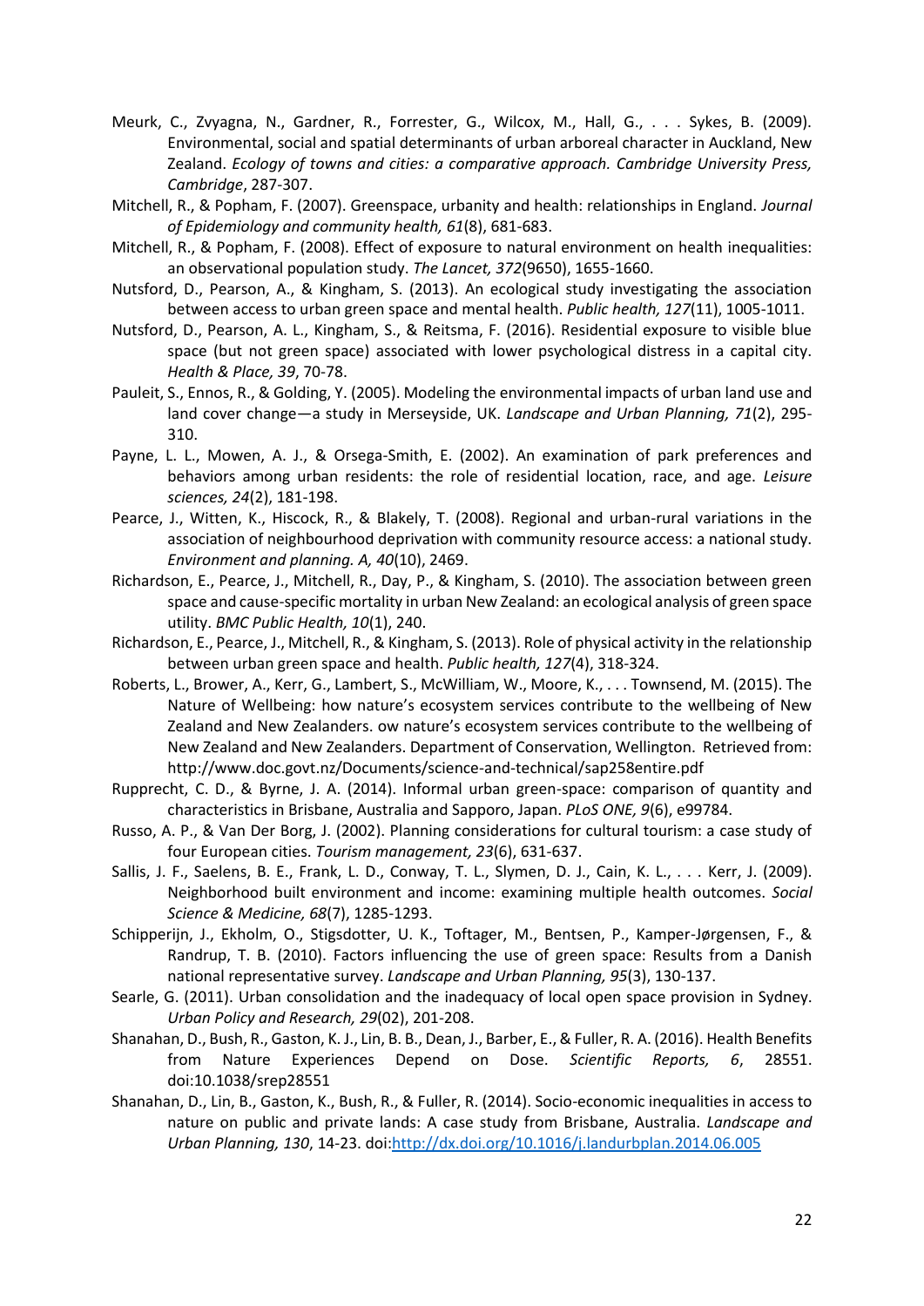Meurk, C., Zvyagna, N., Gardner, R., Forrester, G., Wilcox, M., Hall, G., . . . Sykes, B. (2009). Environmental, social and spatial determinants of urban arboreal character in Auckland, New Zealand. *Ecology of towns and cities: a comparative approach. Cambridge University Press, Cambridge*, 287-307.

Mitchell, R., & Popham, F. (2007). Greenspace, urbanity and health: relationships in England. *Journal of Epidemiology and community health, 61*(8), 681-683.

Mitchell, R., & Popham, F. (2008). Effect of exposure to natural environment on health inequalities: an observational population study. *The Lancet, 372*(9650), 1655-1660.

Nutsford, D., Pearson, A., & Kingham, S. (2013). An ecological study investigating the association between access to urban green space and mental health. *Public health, 127*(11), 1005-1011.

Nutsford, D., Pearson, A. L., Kingham, S., & Reitsma, F. (2016). Residential exposure to visible blue space (but not green space) associated with lower psychological distress in a capital city. *Health & Place, 39*, 70-78.

Pauleit, S., Ennos, R., & Golding, Y. (2005). Modeling the environmental impacts of urban land use and land cover change—a study in Merseyside, UK. *Landscape and Urban Planning, 71*(2), 295-310.

Payne, L. L., Mowen, A. J., & Orsega-Smith, E. (2002). An examination of park preferences and behaviors among urban residents: the role of residential location, race, and age. *Leisure sciences, 24*(2), 181-198.

Pearce, J., Witten, K., Hiscock, R., & Blakely, T. (2008). Regional and urban-rural variations in the association of neighbourhood deprivation with community resource access: a national study. *Environment and planning. A, 40*(10), 2469.

Richardson, E., Pearce, J., Mitchell, R., Day, P., & Kingham, S. (2010). The association between green space and cause-specific mortality in urban New Zealand: an ecological analysis of green space utility. *BMC Public Health, 10*(1), 240.

Richardson, E., Pearce, J., Mitchell, R., & Kingham, S. (2013). Role of physical activity in the relationship between urban green space and health. *Public health, 127*(4), 318-324.

Roberts, L., Brower, A., Kerr, G., Lambert, S., McWilliam, W., Moore, K., . . . Townsend, M. (2015). The Nature of Wellbeing: how nature's ecosystem services contribute to the wellbeing of New Zealand and New Zealanders. ow nature's ecosystem services contribute to the wellbeing of New Zealand and New Zealanders. Department of Conservation, Wellington. Retrieved from: http://www.doc.govt.nz/Documents/science-and-technical/sap258entire.pdf

Rupprecht, C. D., & Byrne, J. A. (2014). Informal urban green-space: comparison of quantity and characteristics in Brisbane, Australia and Sapporo, Japan. *PLoS ONE, 9*(6), e99784.

Russo, A. P., & Van Der Borg, J. (2002). Planning considerations for cultural tourism: a case study of four European cities. *Tourism management, 23*(6), 631-637.

Sallis, J. F., Saelens, B. E., Frank, L. D., Conway, T. L., Slymen, D. J., Cain, K. L., . . . Kerr, J. (2009). Neighborhood built environment and income: examining multiple health outcomes. *Social Science & Medicine, 68*(7), 1285-1293.

Schipperijn, J., Ekholm, O., Stigsdotter, U. K., Toftager, M., Bentsen, P., Kamper-Jørgensen, F., & Randrup, T. B. (2010). Factors influencing the use of green space: Results from a Danish national representative survey. *Landscape and Urban Planning, 95*(3), 130-137.

Searle, G. (2011). Urban consolidation and the inadequacy of local open space provision in Sydney. *Urban Policy and Research, 29*(02), 201-208.

Shanahan, D., Bush, R., Gaston, K. J., Lin, B. B., Dean, J., Barber, E., & Fuller, R. A. (2016). Health Benefits from Nature Experiences Depend on Dose. *Scientific Reports, 6*, 28551. doi:10.1038/srep28551

Shanahan, D., Lin, B., Gaston, K., Bush, R., & Fuller, R. (2014). Socio-economic inequalities in access to nature on public and private lands: A case study from Brisbane, Australia. *Landscape and Urban Planning, 130*, 14-23. doi:http://dx.doi.org/10.1016/j.landurbplan.2014.06.005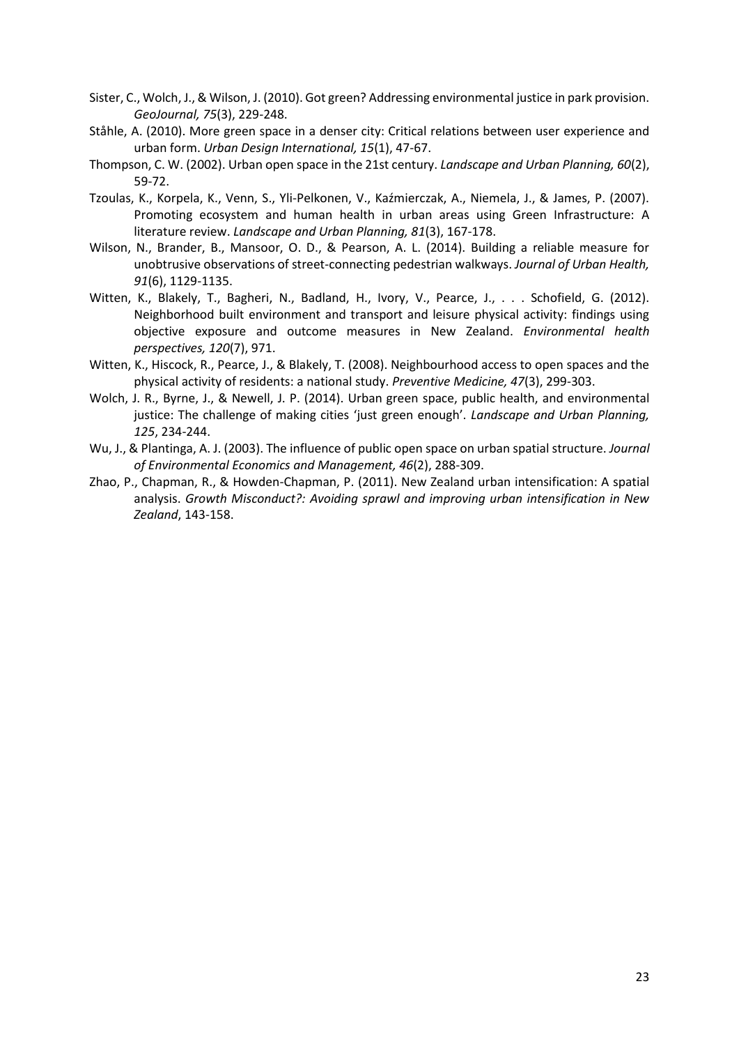Sister, C., Wolch, J., & Wilson, J. (2010). Got green? Addressing environmental justice in park provision. *GeoJournal, 75*(3), 229-248.

Ståhle, A. (2010). More green space in a denser city: Critical relations between user experience and urban form. *Urban Design International, 15*(1), 47-67.

Thompson, C. W. (2002). Urban open space in the 21st century. *Landscape and Urban Planning, 60*(2), 59-72.

Tzoulas, K., Korpela, K., Venn, S., Yli-Pelkonen, V., Kaźmierczak, A., Niemela, J., & James, P. (2007). Promoting ecosystem and human health in urban areas using Green Infrastructure: A literature review. *Landscape and Urban Planning, 81*(3), 167-178.

Wilson, N., Brander, B., Mansoor, O. D., & Pearson, A. L. (2014). Building a reliable measure for unobtrusive observations of street-connecting pedestrian walkways. *Journal of Urban Health, 91*(6), 1129-1135.

Witten, K., Blakely, T., Bagheri, N., Badland, H., Ivory, V., Pearce, J., . . . Schofield, G. (2012). Neighborhood built environment and transport and leisure physical activity: findings using objective exposure and outcome measures in New Zealand. *Environmental health perspectives, 120*(7), 971.

Witten, K., Hiscock, R., Pearce, J., & Blakely, T. (2008). Neighbourhood access to open spaces and the physical activity of residents: a national study. *Preventive Medicine, 47*(3), 299-303.

Wolch, J. R., Byrne, J., & Newell, J. P. (2014). Urban green space, public health, and environmental justice: The challenge of making cities 'just green enough'. *Landscape and Urban Planning, 125*, 234-244.

Wu, J., & Plantinga, A. J. (2003). The influence of public open space on urban spatial structure. *Journal of Environmental Economics and Management, 46*(2), 288-309.

Zhao, P., Chapman, R., & Howden-Chapman, P. (2011). New Zealand urban intensification: A spatial analysis. *Growth Misconduct?: Avoiding sprawl and improving urban intensification in New Zealand*, 143-158.